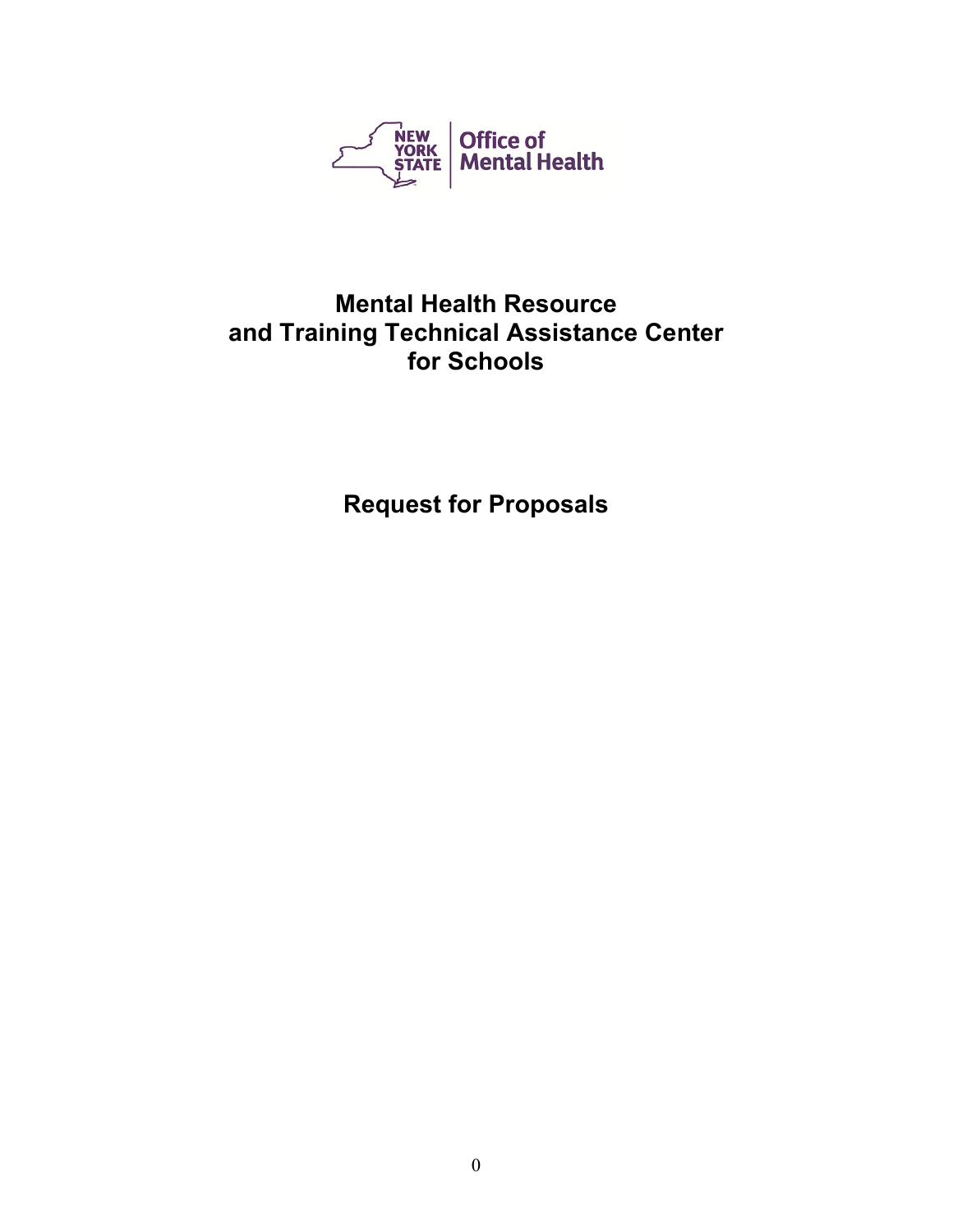NEW YORK STATE | Office of Mental Health

# Mental Health Resource and Training Technical Assistance Center for Schools

## Request for Proposals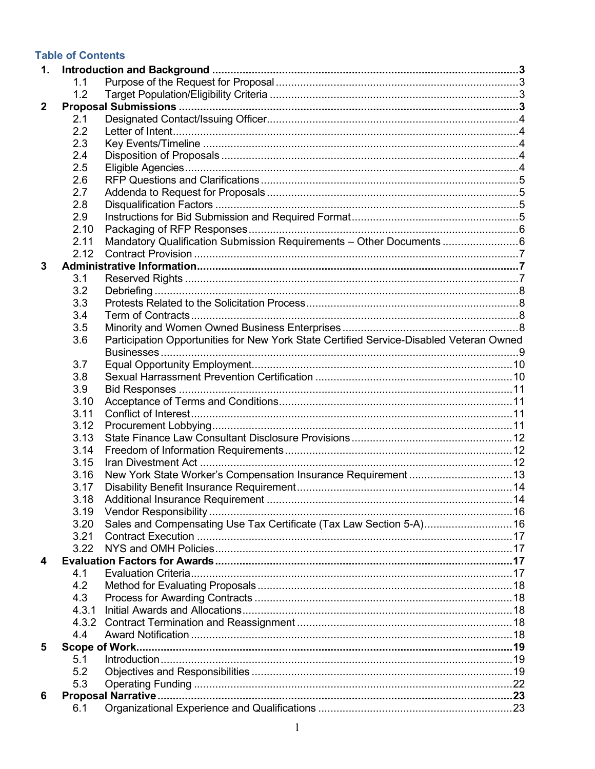## Table of Contents

| | | |
|---|---|---|
| **1.** | **Introduction and Background** | **3** |
| 1.1 | Purpose of the Request for Proposal | 3 |
| 1.2 | Target Population/Eligibility Criteria | 3 |
| **2** | **Proposal Submissions** | **3** |
| 2.1 | Designated Contact/Issuing Officer | 4 |
| 2.2 | Letter of Intent | 4 |
| 2.3 | Key Events/Timeline | 4 |
| 2.4 | Disposition of Proposals | 4 |
| 2.5 | Eligible Agencies | 4 |
| 2.6 | RFP Questions and Clarifications | 5 |
| 2.7 | Addenda to Request for Proposals | 5 |
| 2.8 | Disqualification Factors | 5 |
| 2.9 | Instructions for Bid Submission and Required Format | 5 |
| 2.10 | Packaging of RFP Responses | 6 |
| 2.11 | Mandatory Qualification Submission Requirements – Other Documents | 6 |
| 2.12 | Contract Provision | 7 |
| **3** | **Administrative Information** | **7** |
| 3.1 | Reserved Rights | 7 |
| 3.2 | Debriefing | 8 |
| 3.3 | Protests Related to the Solicitation Process | 8 |
| 3.4 | Term of Contracts | 8 |
| 3.5 | Minority and Women Owned Business Enterprises | 8 |
| 3.6 | Participation Opportunities for New York State Certified Service-Disabled Veteran Owned Businesses | 9 |
| 3.7 | Equal Opportunity Employment | 10 |
| 3.8 | Sexual Harrassment Prevention Certification | 10 |
| 3.9 | Bid Responses | 11 |
| 3.10 | Acceptance of Terms and Conditions | 11 |
| 3.11 | Conflict of Interest | 11 |
| 3.12 | Procurement Lobbying | 11 |
| 3.13 | State Finance Law Consultant Disclosure Provisions | 12 |
| 3.14 | Freedom of Information Requirements | 12 |
| 3.15 | Iran Divestment Act | 12 |
| 3.16 | New York State Worker's Compensation Insurance Requirement | 13 |
| 3.17 | Disability Benefit Insurance Requirement | 14 |
| 3.18 | Additional Insurance Requirement | 14 |
| 3.19 | Vendor Responsibility | 16 |
| 3.20 | Sales and Compensating Use Tax Certificate (Tax Law Section 5-A) | 16 |
| 3.21 | Contract Execution | 17 |
| 3.22 | NYS and OMH Policies | 17 |
| **4** | **Evaluation Factors for Awards** | **17** |
| 4.1 | Evaluation Criteria | 17 |
| 4.2 | Method for Evaluating Proposals | 18 |
| 4.3 | Process for Awarding Contracts | 18 |
| 4.3.1 | Initial Awards and Allocations | 18 |
| 4.3.2 | Contract Termination and Reassignment | 18 |
| 4.4 | Award Notification | 18 |
| **5** | **Scope of Work** | **19** |
| 5.1 | Introduction | 19 |
| 5.2 | Objectives and Responsibilities | 19 |
| 5.3 | Operating Funding | 22 |
| **6** | **Proposal Narrative** | **23** |
| 6.1 | Organizational Experience and Qualifications | 23 |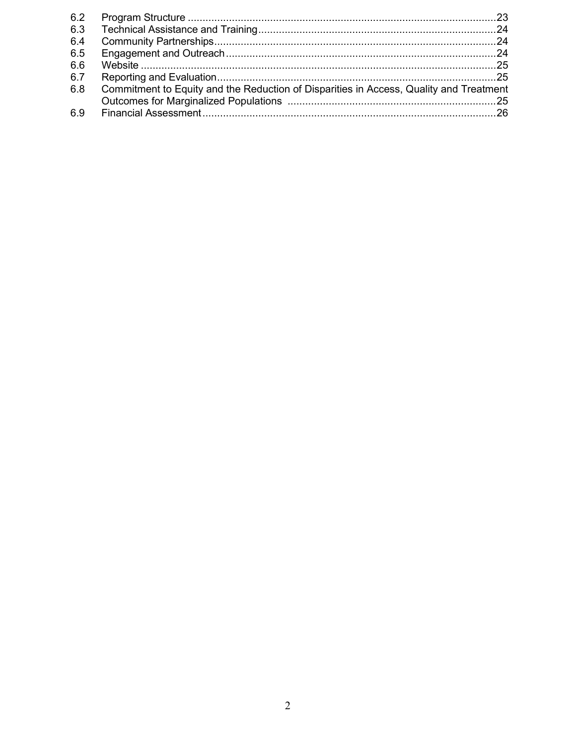| | | |
|---|---|---|
| 6.2 | Program Structure | 23 |
| 6.3 | Technical Assistance and Training | 24 |
| 6.4 | Community Partnerships | 24 |
| 6.5 | Engagement and Outreach | 24 |
| 6.6 | Website | 25 |
| 6.7 | Reporting and Evaluation | 25 |
| 6.8 | Commitment to Equity and the Reduction of Disparities in Access, Quality and Treatment Outcomes for Marginalized Populations | 25 |
| 6.9 | Financial Assessment | 26 |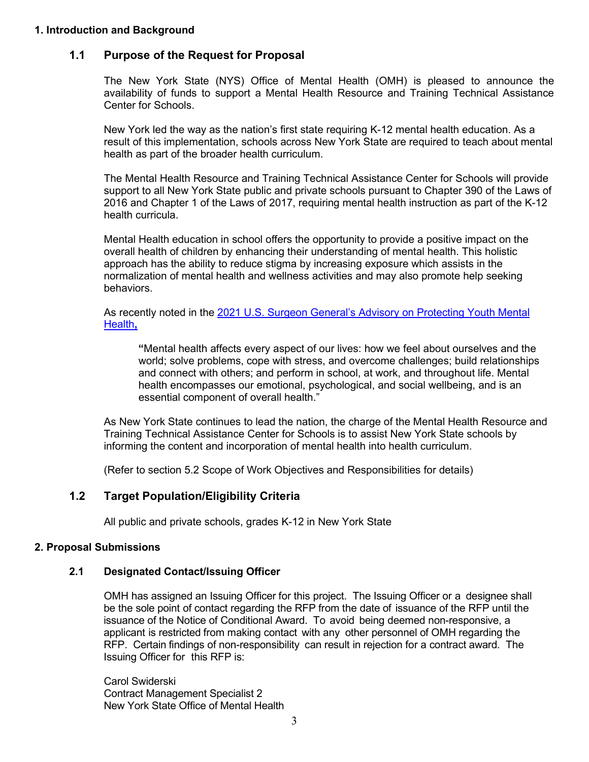## 1. Introduction and Background

### 1.1 Purpose of the Request for Proposal

The New York State (NYS) Office of Mental Health (OMH) is pleased to announce the availability of funds to support a Mental Health Resource and Training Technical Assistance Center for Schools.

New York led the way as the nation's first state requiring K-12 mental health education. As a result of this implementation, schools across New York State are required to teach about mental health as part of the broader health curriculum.

The Mental Health Resource and Training Technical Assistance Center for Schools will provide support to all New York State public and private schools pursuant to Chapter 390 of the Laws of 2016 and Chapter 1 of the Laws of 2017, requiring mental health instruction as part of the K-12 health curricula.

Mental Health education in school offers the opportunity to provide a positive impact on the overall health of children by enhancing their understanding of mental health. This holistic approach has the ability to reduce stigma by increasing exposure which assists in the normalization of mental health and wellness activities and may also promote help seeking behaviors.

As recently noted in the 2021 U.S. Surgeon General's Advisory on Protecting Youth Mental Health,

> "Mental health affects every aspect of our lives: how we feel about ourselves and the world; solve problems, cope with stress, and overcome challenges; build relationships and connect with others; and perform in school, at work, and throughout life. Mental health encompasses our emotional, psychological, and social wellbeing, and is an essential component of overall health."

As New York State continues to lead the nation, the charge of the Mental Health Resource and Training Technical Assistance Center for Schools is to assist New York State schools by informing the content and incorporation of mental health into health curriculum.

(Refer to section 5.2 Scope of Work Objectives and Responsibilities for details)

### 1.2 Target Population/Eligibility Criteria

All public and private schools, grades K-12 in New York State

## 2. Proposal Submissions

### 2.1 Designated Contact/Issuing Officer

OMH has assigned an Issuing Officer for this project. The Issuing Officer or a designee shall be the sole point of contact regarding the RFP from the date of issuance of the RFP until the issuance of the Notice of Conditional Award. To avoid being deemed non-responsive, a applicant is restricted from making contact with any other personnel of OMH regarding the RFP. Certain findings of non-responsibility can result in rejection for a contract award. The Issuing Officer for this RFP is:

Carol Swiderski
Contract Management Specialist 2
New York State Office of Mental Health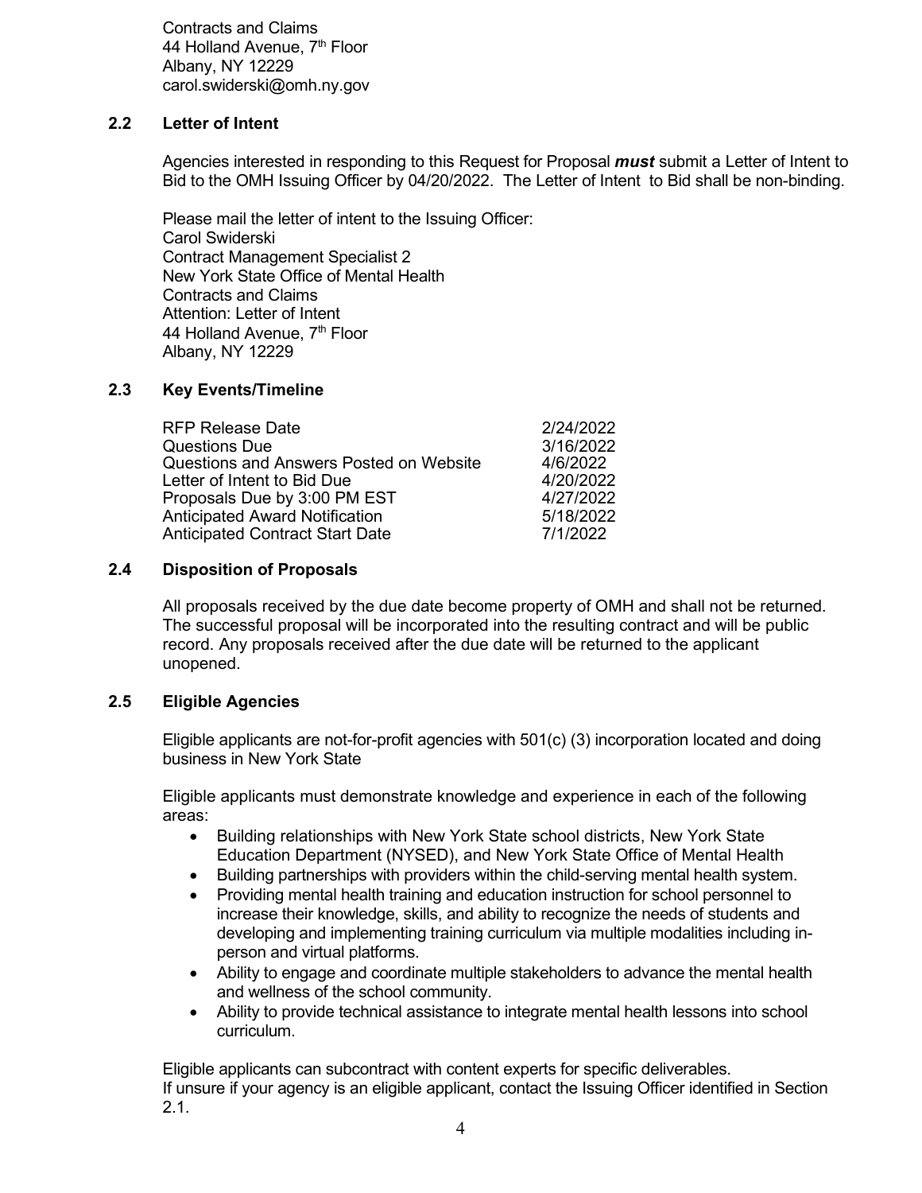Contracts and Claims
44 Holland Avenue, 7th Floor
Albany, NY 12229
carol.swiderski@omh.ny.gov

## 2.2 Letter of Intent

Agencies interested in responding to this Request for Proposal ***must*** submit a Letter of Intent to Bid to the OMH Issuing Officer by 04/20/2022. The Letter of Intent to Bid shall be non-binding.

Please mail the letter of intent to the Issuing Officer:
Carol Swiderski
Contract Management Specialist 2
New York State Office of Mental Health
Contracts and Claims
Attention: Letter of Intent
44 Holland Avenue, 7th Floor
Albany, NY 12229

## 2.3 Key Events/Timeline

| Event | Date |
|---|---|
| RFP Release Date | 2/24/2022 |
| Questions Due | 3/16/2022 |
| Questions and Answers Posted on Website | 4/6/2022 |
| Letter of Intent to Bid Due | 4/20/2022 |
| Proposals Due by 3:00 PM EST | 4/27/2022 |
| Anticipated Award Notification | 5/18/2022 |
| Anticipated Contract Start Date | 7/1/2022 |

## 2.4 Disposition of Proposals

All proposals received by the due date become property of OMH and shall not be returned. The successful proposal will be incorporated into the resulting contract and will be public record. Any proposals received after the due date will be returned to the applicant unopened.

## 2.5 Eligible Agencies

Eligible applicants are not-for-profit agencies with 501(c) (3) incorporation located and doing business in New York State

Eligible applicants must demonstrate knowledge and experience in each of the following areas:

- Building relationships with New York State school districts, New York State Education Department (NYSED), and New York State Office of Mental Health
- Building partnerships with providers within the child-serving mental health system.
- Providing mental health training and education instruction for school personnel to increase their knowledge, skills, and ability to recognize the needs of students and developing and implementing training curriculum via multiple modalities including in-person and virtual platforms.
- Ability to engage and coordinate multiple stakeholders to advance the mental health and wellness of the school community.
- Ability to provide technical assistance to integrate mental health lessons into school curriculum.

Eligible applicants can subcontract with content experts for specific deliverables.
If unsure if your agency is an eligible applicant, contact the Issuing Officer identified in Section 2.1.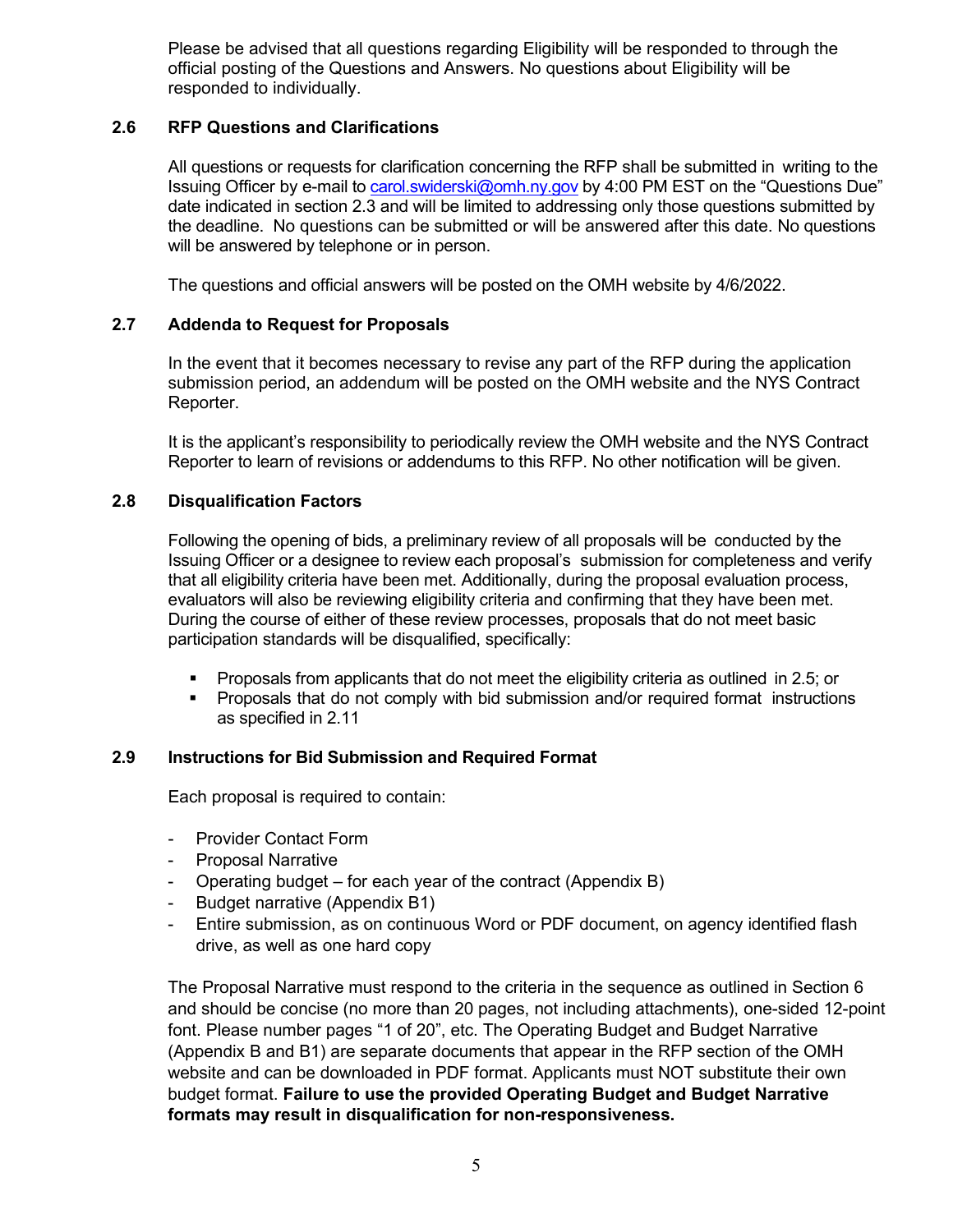Please be advised that all questions regarding Eligibility will be responded to through the official posting of the Questions and Answers. No questions about Eligibility will be responded to individually.

### 2.6 RFP Questions and Clarifications

All questions or requests for clarification concerning the RFP shall be submitted in writing to the Issuing Officer by e-mail to carol.swiderski@omh.ny.gov by 4:00 PM EST on the "Questions Due" date indicated in section 2.3 and will be limited to addressing only those questions submitted by the deadline. No questions can be submitted or will be answered after this date. No questions will be answered by telephone or in person.

The questions and official answers will be posted on the OMH website by 4/6/2022.

### 2.7 Addenda to Request for Proposals

In the event that it becomes necessary to revise any part of the RFP during the application submission period, an addendum will be posted on the OMH website and the NYS Contract Reporter.

It is the applicant's responsibility to periodically review the OMH website and the NYS Contract Reporter to learn of revisions or addendums to this RFP. No other notification will be given.

### 2.8 Disqualification Factors

Following the opening of bids, a preliminary review of all proposals will be conducted by the Issuing Officer or a designee to review each proposal's submission for completeness and verify that all eligibility criteria have been met. Additionally, during the proposal evaluation process, evaluators will also be reviewing eligibility criteria and confirming that they have been met. During the course of either of these review processes, proposals that do not meet basic participation standards will be disqualified, specifically:

- Proposals from applicants that do not meet the eligibility criteria as outlined in 2.5; or
- Proposals that do not comply with bid submission and/or required format instructions as specified in 2.11

### 2.9 Instructions for Bid Submission and Required Format

Each proposal is required to contain:

- Provider Contact Form
- Proposal Narrative
- Operating budget – for each year of the contract (Appendix B)
- Budget narrative (Appendix B1)
- Entire submission, as on continuous Word or PDF document, on agency identified flash drive, as well as one hard copy

The Proposal Narrative must respond to the criteria in the sequence as outlined in Section 6 and should be concise (no more than 20 pages, not including attachments), one-sided 12-point font. Please number pages "1 of 20", etc. The Operating Budget and Budget Narrative (Appendix B and B1) are separate documents that appear in the RFP section of the OMH website and can be downloaded in PDF format. Applicants must NOT substitute their own budget format. **Failure to use the provided Operating Budget and Budget Narrative formats may result in disqualification for non-responsiveness.**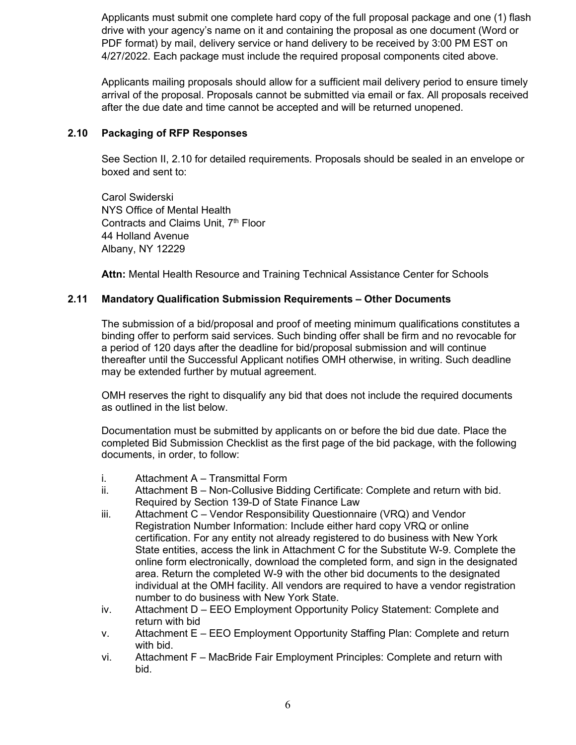Applicants must submit one complete hard copy of the full proposal package and one (1) flash drive with your agency's name on it and containing the proposal as one document (Word or PDF format) by mail, delivery service or hand delivery to be received by 3:00 PM EST on 4/27/2022. Each package must include the required proposal components cited above.

Applicants mailing proposals should allow for a sufficient mail delivery period to ensure timely arrival of the proposal. Proposals cannot be submitted via email or fax. All proposals received after the due date and time cannot be accepted and will be returned unopened.

### 2.10 Packaging of RFP Responses

See Section II, 2.10 for detailed requirements. Proposals should be sealed in an envelope or boxed and sent to:

Carol Swiderski
NYS Office of Mental Health
Contracts and Claims Unit, 7th Floor
44 Holland Avenue
Albany, NY 12229

**Attn:** Mental Health Resource and Training Technical Assistance Center for Schools

### 2.11 Mandatory Qualification Submission Requirements – Other Documents

The submission of a bid/proposal and proof of meeting minimum qualifications constitutes a binding offer to perform said services. Such binding offer shall be firm and no revocable for a period of 120 days after the deadline for bid/proposal submission and will continue thereafter until the Successful Applicant notifies OMH otherwise, in writing. Such deadline may be extended further by mutual agreement.

OMH reserves the right to disqualify any bid that does not include the required documents as outlined in the list below.

Documentation must be submitted by applicants on or before the bid due date. Place the completed Bid Submission Checklist as the first page of the bid package, with the following documents, in order, to follow:

i. Attachment A – Transmittal Form
ii. Attachment B – Non-Collusive Bidding Certificate: Complete and return with bid. Required by Section 139-D of State Finance Law
iii. Attachment C – Vendor Responsibility Questionnaire (VRQ) and Vendor Registration Number Information: Include either hard copy VRQ or online certification. For any entity not already registered to do business with New York State entities, access the link in Attachment C for the Substitute W-9. Complete the online form electronically, download the completed form, and sign in the designated area. Return the completed W-9 with the other bid documents to the designated individual at the OMH facility. All vendors are required to have a vendor registration number to do business with New York State.
iv. Attachment D – EEO Employment Opportunity Policy Statement: Complete and return with bid
v. Attachment E – EEO Employment Opportunity Staffing Plan: Complete and return with bid.
vi. Attachment F – MacBride Fair Employment Principles: Complete and return with bid.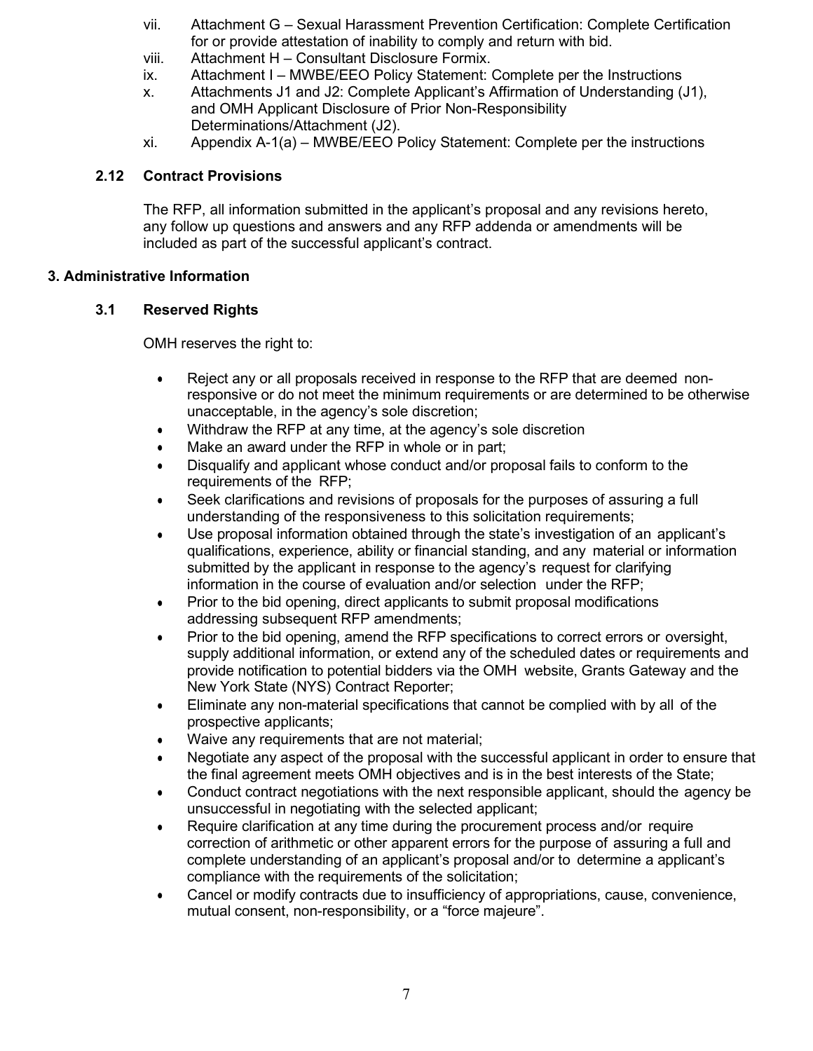vii. Attachment G – Sexual Harassment Prevention Certification: Complete Certification for or provide attestation of inability to comply and return with bid.

viii. Attachment H – Consultant Disclosure Formix.

ix. Attachment I – MWBE/EEO Policy Statement: Complete per the Instructions

x. Attachments J1 and J2: Complete Applicant's Affirmation of Understanding (J1), and OMH Applicant Disclosure of Prior Non-Responsibility Determinations/Attachment (J2).

xi. Appendix A-1(a) – MWBE/EEO Policy Statement: Complete per the instructions

### 2.12 Contract Provisions

The RFP, all information submitted in the applicant's proposal and any revisions hereto, any follow up questions and answers and any RFP addenda or amendments will be included as part of the successful applicant's contract.

## 3. Administrative Information

### 3.1 Reserved Rights

OMH reserves the right to:

- Reject any or all proposals received in response to the RFP that are deemed non-responsive or do not meet the minimum requirements or are determined to be otherwise unacceptable, in the agency's sole discretion;
- Withdraw the RFP at any time, at the agency's sole discretion
- Make an award under the RFP in whole or in part;
- Disqualify and applicant whose conduct and/or proposal fails to conform to the requirements of the RFP;
- Seek clarifications and revisions of proposals for the purposes of assuring a full understanding of the responsiveness to this solicitation requirements;
- Use proposal information obtained through the state's investigation of an applicant's qualifications, experience, ability or financial standing, and any material or information submitted by the applicant in response to the agency's request for clarifying information in the course of evaluation and/or selection under the RFP;
- Prior to the bid opening, direct applicants to submit proposal modifications addressing subsequent RFP amendments;
- Prior to the bid opening, amend the RFP specifications to correct errors or oversight, supply additional information, or extend any of the scheduled dates or requirements and provide notification to potential bidders via the OMH website, Grants Gateway and the New York State (NYS) Contract Reporter;
- Eliminate any non-material specifications that cannot be complied with by all of the prospective applicants;
- Waive any requirements that are not material;
- Negotiate any aspect of the proposal with the successful applicant in order to ensure that the final agreement meets OMH objectives and is in the best interests of the State;
- Conduct contract negotiations with the next responsible applicant, should the agency be unsuccessful in negotiating with the selected applicant;
- Require clarification at any time during the procurement process and/or require correction of arithmetic or other apparent errors for the purpose of assuring a full and complete understanding of an applicant's proposal and/or to determine a applicant's compliance with the requirements of the solicitation;
- Cancel or modify contracts due to insufficiency of appropriations, cause, convenience, mutual consent, non-responsibility, or a "force majeure".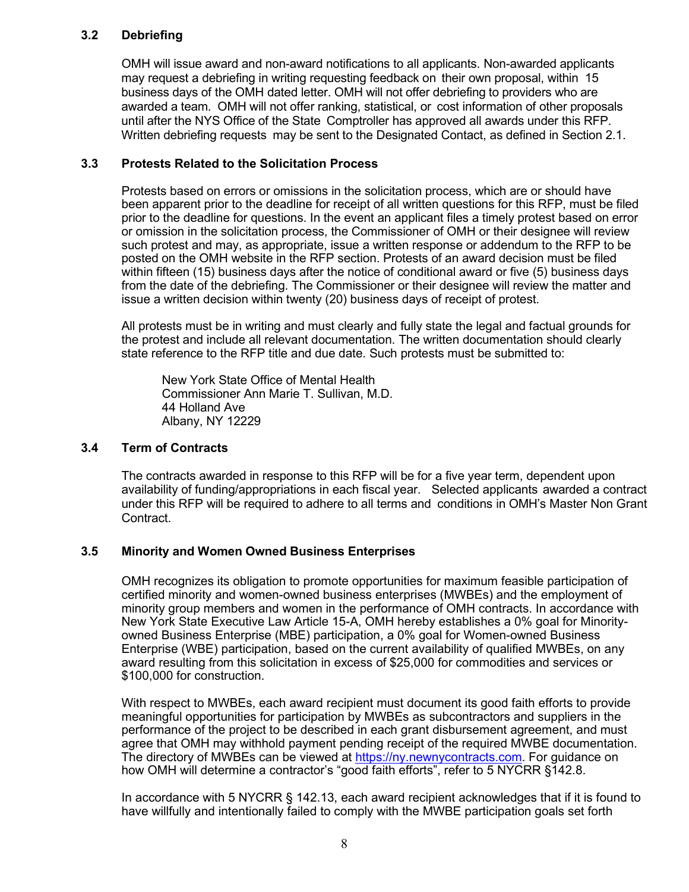### 3.2 Debriefing

OMH will issue award and non-award notifications to all applicants. Non-awarded applicants may request a debriefing in writing requesting feedback on their own proposal, within 15 business days of the OMH dated letter. OMH will not offer debriefing to providers who are awarded a team. OMH will not offer ranking, statistical, or cost information of other proposals until after the NYS Office of the State Comptroller has approved all awards under this RFP. Written debriefing requests may be sent to the Designated Contact, as defined in Section 2.1.

### 3.3 Protests Related to the Solicitation Process

Protests based on errors or omissions in the solicitation process, which are or should have been apparent prior to the deadline for receipt of all written questions for this RFP, must be filed prior to the deadline for questions. In the event an applicant files a timely protest based on error or omission in the solicitation process, the Commissioner of OMH or their designee will review such protest and may, as appropriate, issue a written response or addendum to the RFP to be posted on the OMH website in the RFP section. Protests of an award decision must be filed within fifteen (15) business days after the notice of conditional award or five (5) business days from the date of the debriefing. The Commissioner or their designee will review the matter and issue a written decision within twenty (20) business days of receipt of protest.

All protests must be in writing and must clearly and fully state the legal and factual grounds for the protest and include all relevant documentation. The written documentation should clearly state reference to the RFP title and due date. Such protests must be submitted to:

New York State Office of Mental Health
Commissioner Ann Marie T. Sullivan, M.D.
44 Holland Ave
Albany, NY 12229

### 3.4 Term of Contracts

The contracts awarded in response to this RFP will be for a five year term, dependent upon availability of funding/appropriations in each fiscal year. Selected applicants awarded a contract under this RFP will be required to adhere to all terms and conditions in OMH's Master Non Grant Contract.

### 3.5 Minority and Women Owned Business Enterprises

OMH recognizes its obligation to promote opportunities for maximum feasible participation of certified minority and women-owned business enterprises (MWBEs) and the employment of minority group members and women in the performance of OMH contracts. In accordance with New York State Executive Law Article 15-A, OMH hereby establishes a 0% goal for Minority-owned Business Enterprise (MBE) participation, a 0% goal for Women-owned Business Enterprise (WBE) participation, based on the current availability of qualified MWBEs, on any award resulting from this solicitation in excess of $25,000 for commodities and services or $100,000 for construction.

With respect to MWBEs, each award recipient must document its good faith efforts to provide meaningful opportunities for participation by MWBEs as subcontractors and suppliers in the performance of the project to be described in each grant disbursement agreement, and must agree that OMH may withhold payment pending receipt of the required MWBE documentation. The directory of MWBEs can be viewed at https://ny.newnycontracts.com. For guidance on how OMH will determine a contractor's "good faith efforts", refer to 5 NYCRR §142.8.

In accordance with 5 NYCRR § 142.13, each award recipient acknowledges that if it is found to have willfully and intentionally failed to comply with the MWBE participation goals set forth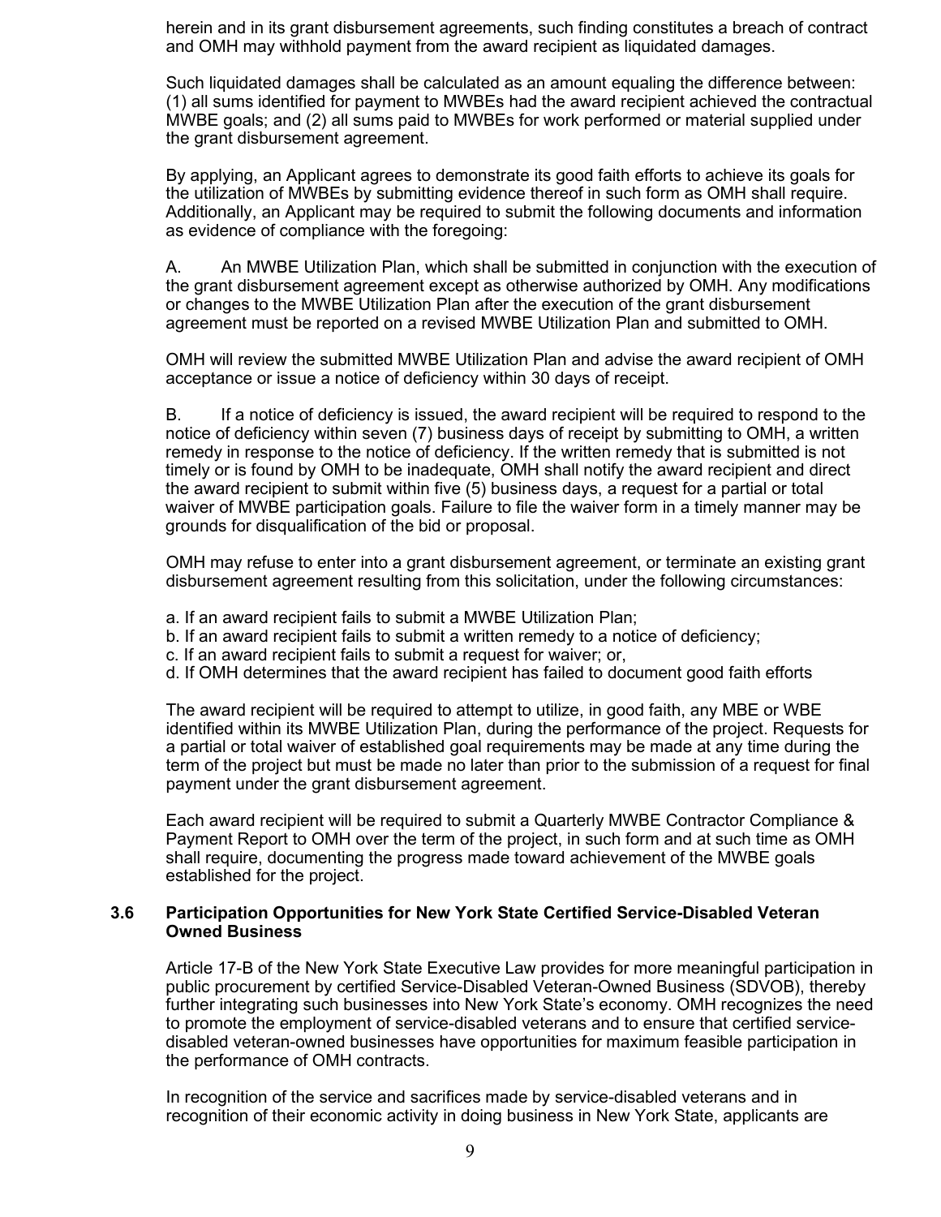herein and in its grant disbursement agreements, such finding constitutes a breach of contract and OMH may withhold payment from the award recipient as liquidated damages.

Such liquidated damages shall be calculated as an amount equaling the difference between: (1) all sums identified for payment to MWBEs had the award recipient achieved the contractual MWBE goals; and (2) all sums paid to MWBEs for work performed or material supplied under the grant disbursement agreement.

By applying, an Applicant agrees to demonstrate its good faith efforts to achieve its goals for the utilization of MWBEs by submitting evidence thereof in such form as OMH shall require. Additionally, an Applicant may be required to submit the following documents and information as evidence of compliance with the foregoing:

A. An MWBE Utilization Plan, which shall be submitted in conjunction with the execution of the grant disbursement agreement except as otherwise authorized by OMH. Any modifications or changes to the MWBE Utilization Plan after the execution of the grant disbursement agreement must be reported on a revised MWBE Utilization Plan and submitted to OMH.

OMH will review the submitted MWBE Utilization Plan and advise the award recipient of OMH acceptance or issue a notice of deficiency within 30 days of receipt.

B. If a notice of deficiency is issued, the award recipient will be required to respond to the notice of deficiency within seven (7) business days of receipt by submitting to OMH, a written remedy in response to the notice of deficiency. If the written remedy that is submitted is not timely or is found by OMH to be inadequate, OMH shall notify the award recipient and direct the award recipient to submit within five (5) business days, a request for a partial or total waiver of MWBE participation goals. Failure to file the waiver form in a timely manner may be grounds for disqualification of the bid or proposal.

OMH may refuse to enter into a grant disbursement agreement, or terminate an existing grant disbursement agreement resulting from this solicitation, under the following circumstances:

a. If an award recipient fails to submit a MWBE Utilization Plan;
b. If an award recipient fails to submit a written remedy to a notice of deficiency;
c. If an award recipient fails to submit a request for waiver; or,
d. If OMH determines that the award recipient has failed to document good faith efforts

The award recipient will be required to attempt to utilize, in good faith, any MBE or WBE identified within its MWBE Utilization Plan, during the performance of the project. Requests for a partial or total waiver of established goal requirements may be made at any time during the term of the project but must be made no later than prior to the submission of a request for final payment under the grant disbursement agreement.

Each award recipient will be required to submit a Quarterly MWBE Contractor Compliance & Payment Report to OMH over the term of the project, in such form and at such time as OMH shall require, documenting the progress made toward achievement of the MWBE goals established for the project.

### 3.6 Participation Opportunities for New York State Certified Service-Disabled Veteran Owned Business

Article 17-B of the New York State Executive Law provides for more meaningful participation in public procurement by certified Service-Disabled Veteran-Owned Business (SDVOB), thereby further integrating such businesses into New York State's economy. OMH recognizes the need to promote the employment of service-disabled veterans and to ensure that certified service-disabled veteran-owned businesses have opportunities for maximum feasible participation in the performance of OMH contracts.

In recognition of the service and sacrifices made by service-disabled veterans and in recognition of their economic activity in doing business in New York State, applicants are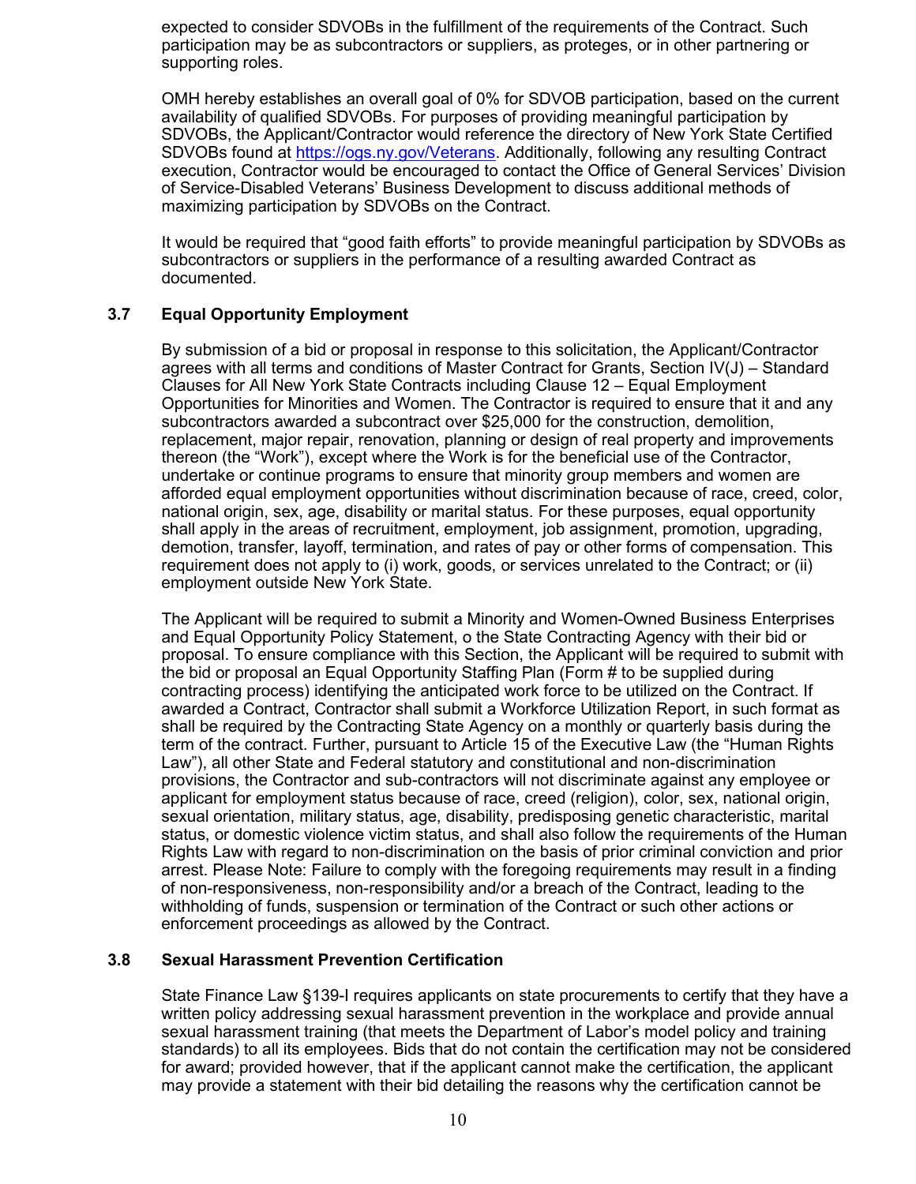expected to consider SDVOBs in the fulfillment of the requirements of the Contract. Such participation may be as subcontractors or suppliers, as proteges, or in other partnering or supporting roles.

OMH hereby establishes an overall goal of 0% for SDVOB participation, based on the current availability of qualified SDVOBs. For purposes of providing meaningful participation by SDVOBs, the Applicant/Contractor would reference the directory of New York State Certified SDVOBs found at https://ogs.ny.gov/Veterans. Additionally, following any resulting Contract execution, Contractor would be encouraged to contact the Office of General Services' Division of Service-Disabled Veterans' Business Development to discuss additional methods of maximizing participation by SDVOBs on the Contract.

It would be required that "good faith efforts" to provide meaningful participation by SDVOBs as subcontractors or suppliers in the performance of a resulting awarded Contract as documented.

### 3.7 Equal Opportunity Employment

By submission of a bid or proposal in response to this solicitation, the Applicant/Contractor agrees with all terms and conditions of Master Contract for Grants, Section IV(J) – Standard Clauses for All New York State Contracts including Clause 12 – Equal Employment Opportunities for Minorities and Women. The Contractor is required to ensure that it and any subcontractors awarded a subcontract over $25,000 for the construction, demolition, replacement, major repair, renovation, planning or design of real property and improvements thereon (the "Work"), except where the Work is for the beneficial use of the Contractor, undertake or continue programs to ensure that minority group members and women are afforded equal employment opportunities without discrimination because of race, creed, color, national origin, sex, age, disability or marital status. For these purposes, equal opportunity shall apply in the areas of recruitment, employment, job assignment, promotion, upgrading, demotion, transfer, layoff, termination, and rates of pay or other forms of compensation. This requirement does not apply to (i) work, goods, or services unrelated to the Contract; or (ii) employment outside New York State.

The Applicant will be required to submit a Minority and Women-Owned Business Enterprises and Equal Opportunity Policy Statement, o the State Contracting Agency with their bid or proposal. To ensure compliance with this Section, the Applicant will be required to submit with the bid or proposal an Equal Opportunity Staffing Plan (Form # to be supplied during contracting process) identifying the anticipated work force to be utilized on the Contract. If awarded a Contract, Contractor shall submit a Workforce Utilization Report, in such format as shall be required by the Contracting State Agency on a monthly or quarterly basis during the term of the contract. Further, pursuant to Article 15 of the Executive Law (the "Human Rights Law"), all other State and Federal statutory and constitutional and non-discrimination provisions, the Contractor and sub-contractors will not discriminate against any employee or applicant for employment status because of race, creed (religion), color, sex, national origin, sexual orientation, military status, age, disability, predisposing genetic characteristic, marital status, or domestic violence victim status, and shall also follow the requirements of the Human Rights Law with regard to non-discrimination on the basis of prior criminal conviction and prior arrest. Please Note: Failure to comply with the foregoing requirements may result in a finding of non-responsiveness, non-responsibility and/or a breach of the Contract, leading to the withholding of funds, suspension or termination of the Contract or such other actions or enforcement proceedings as allowed by the Contract.

### 3.8 Sexual Harassment Prevention Certification

State Finance Law §139-l requires applicants on state procurements to certify that they have a written policy addressing sexual harassment prevention in the workplace and provide annual sexual harassment training (that meets the Department of Labor's model policy and training standards) to all its employees. Bids that do not contain the certification may not be considered for award; provided however, that if the applicant cannot make the certification, the applicant may provide a statement with their bid detailing the reasons why the certification cannot be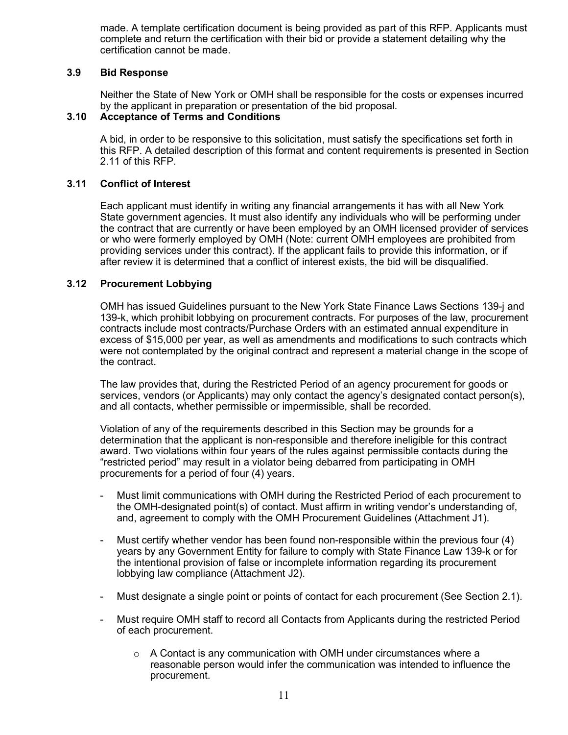made. A template certification document is being provided as part of this RFP. Applicants must complete and return the certification with their bid or provide a statement detailing why the certification cannot be made.

### 3.9 Bid Response

Neither the State of New York or OMH shall be responsible for the costs or expenses incurred by the applicant in preparation or presentation of the bid proposal.

### 3.10 Acceptance of Terms and Conditions

A bid, in order to be responsive to this solicitation, must satisfy the specifications set forth in this RFP. A detailed description of this format and content requirements is presented in Section 2.11 of this RFP.

### 3.11 Conflict of Interest

Each applicant must identify in writing any financial arrangements it has with all New York State government agencies. It must also identify any individuals who will be performing under the contract that are currently or have been employed by an OMH licensed provider of services or who were formerly employed by OMH (Note: current OMH employees are prohibited from providing services under this contract). If the applicant fails to provide this information, or if after review it is determined that a conflict of interest exists, the bid will be disqualified.

### 3.12 Procurement Lobbying

OMH has issued Guidelines pursuant to the New York State Finance Laws Sections 139-j and 139-k, which prohibit lobbying on procurement contracts. For purposes of the law, procurement contracts include most contracts/Purchase Orders with an estimated annual expenditure in excess of $15,000 per year, as well as amendments and modifications to such contracts which were not contemplated by the original contract and represent a material change in the scope of the contract.

The law provides that, during the Restricted Period of an agency procurement for goods or services, vendors (or Applicants) may only contact the agency's designated contact person(s), and all contacts, whether permissible or impermissible, shall be recorded.

Violation of any of the requirements described in this Section may be grounds for a determination that the applicant is non-responsible and therefore ineligible for this contract award. Two violations within four years of the rules against permissible contacts during the "restricted period" may result in a violator being debarred from participating in OMH procurements for a period of four (4) years.

- Must limit communications with OMH during the Restricted Period of each procurement to the OMH-designated point(s) of contact. Must affirm in writing vendor's understanding of, and, agreement to comply with the OMH Procurement Guidelines (Attachment J1).
- Must certify whether vendor has been found non-responsible within the previous four (4) years by any Government Entity for failure to comply with State Finance Law 139-k or for the intentional provision of false or incomplete information regarding its procurement lobbying law compliance (Attachment J2).
- Must designate a single point or points of contact for each procurement (See Section 2.1).
- Must require OMH staff to record all Contacts from Applicants during the restricted Period of each procurement.
  - A Contact is any communication with OMH under circumstances where a reasonable person would infer the communication was intended to influence the procurement.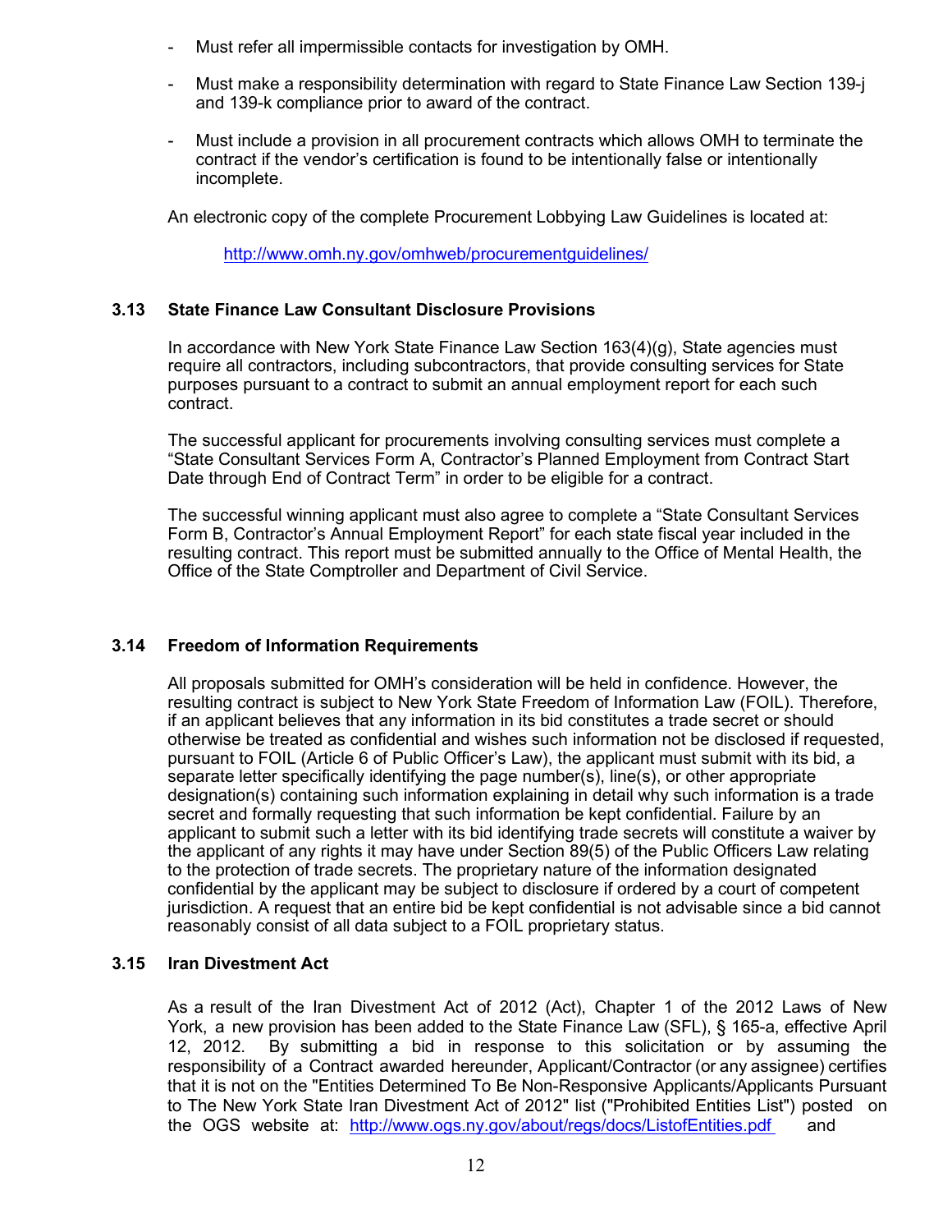- Must refer all impermissible contacts for investigation by OMH.

- Must make a responsibility determination with regard to State Finance Law Section 139-j and 139-k compliance prior to award of the contract.

- Must include a provision in all procurement contracts which allows OMH to terminate the contract if the vendor's certification is found to be intentionally false or intentionally incomplete.

An electronic copy of the complete Procurement Lobbying Law Guidelines is located at:

http://www.omh.ny.gov/omhweb/procurementguidelines/

### 3.13 State Finance Law Consultant Disclosure Provisions

In accordance with New York State Finance Law Section 163(4)(g), State agencies must require all contractors, including subcontractors, that provide consulting services for State purposes pursuant to a contract to submit an annual employment report for each such contract.

The successful applicant for procurements involving consulting services must complete a "State Consultant Services Form A, Contractor's Planned Employment from Contract Start Date through End of Contract Term" in order to be eligible for a contract.

The successful winning applicant must also agree to complete a "State Consultant Services Form B, Contractor's Annual Employment Report" for each state fiscal year included in the resulting contract. This report must be submitted annually to the Office of Mental Health, the Office of the State Comptroller and Department of Civil Service.

### 3.14 Freedom of Information Requirements

All proposals submitted for OMH's consideration will be held in confidence. However, the resulting contract is subject to New York State Freedom of Information Law (FOIL). Therefore, if an applicant believes that any information in its bid constitutes a trade secret or should otherwise be treated as confidential and wishes such information not be disclosed if requested, pursuant to FOIL (Article 6 of Public Officer's Law), the applicant must submit with its bid, a separate letter specifically identifying the page number(s), line(s), or other appropriate designation(s) containing such information explaining in detail why such information is a trade secret and formally requesting that such information be kept confidential. Failure by an applicant to submit such a letter with its bid identifying trade secrets will constitute a waiver by the applicant of any rights it may have under Section 89(5) of the Public Officers Law relating to the protection of trade secrets. The proprietary nature of the information designated confidential by the applicant may be subject to disclosure if ordered by a court of competent jurisdiction. A request that an entire bid be kept confidential is not advisable since a bid cannot reasonably consist of all data subject to a FOIL proprietary status.

### 3.15 Iran Divestment Act

As a result of the Iran Divestment Act of 2012 (Act), Chapter 1 of the 2012 Laws of New York, a new provision has been added to the State Finance Law (SFL), § 165-a, effective April 12, 2012. By submitting a bid in response to this solicitation or by assuming the responsibility of a Contract awarded hereunder, Applicant/Contractor (or any assignee) certifies that it is not on the "Entities Determined To Be Non-Responsive Applicants/Applicants Pursuant to The New York State Iran Divestment Act of 2012" list ("Prohibited Entities List") posted on the OGS website at: http://www.ogs.ny.gov/about/regs/docs/ListofEntities.pdf and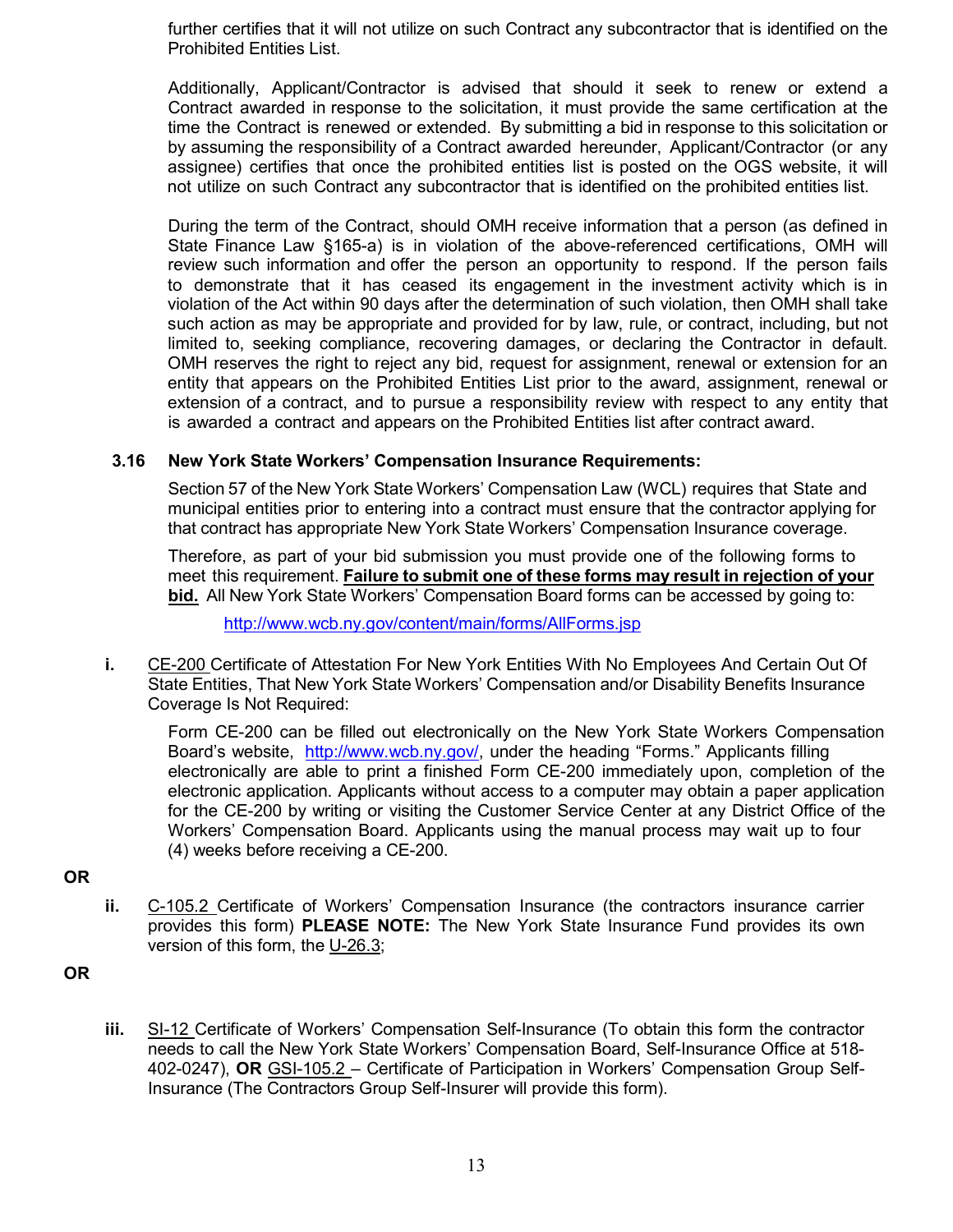further certifies that it will not utilize on such Contract any subcontractor that is identified on the Prohibited Entities List.

Additionally, Applicant/Contractor is advised that should it seek to renew or extend a Contract awarded in response to the solicitation, it must provide the same certification at the time the Contract is renewed or extended. By submitting a bid in response to this solicitation or by assuming the responsibility of a Contract awarded hereunder, Applicant/Contractor (or any assignee) certifies that once the prohibited entities list is posted on the OGS website, it will not utilize on such Contract any subcontractor that is identified on the prohibited entities list.

During the term of the Contract, should OMH receive information that a person (as defined in State Finance Law §165-a) is in violation of the above-referenced certifications, OMH will review such information and offer the person an opportunity to respond. If the person fails to demonstrate that it has ceased its engagement in the investment activity which is in violation of the Act within 90 days after the determination of such violation, then OMH shall take such action as may be appropriate and provided for by law, rule, or contract, including, but not limited to, seeking compliance, recovering damages, or declaring the Contractor in default. OMH reserves the right to reject any bid, request for assignment, renewal or extension for an entity that appears on the Prohibited Entities List prior to the award, assignment, renewal or extension of a contract, and to pursue a responsibility review with respect to any entity that is awarded a contract and appears on the Prohibited Entities list after contract award.

### 3.16 New York State Workers' Compensation Insurance Requirements:

Section 57 of the New York State Workers' Compensation Law (WCL) requires that State and municipal entities prior to entering into a contract must ensure that the contractor applying for that contract has appropriate New York State Workers' Compensation Insurance coverage.

Therefore, as part of your bid submission you must provide one of the following forms to meet this requirement. **Failure to submit one of these forms may result in rejection of your bid.** All New York State Workers' Compensation Board forms can be accessed by going to:

http://www.wcb.ny.gov/content/main/forms/AllForms.jsp

**i.** CE-200 Certificate of Attestation For New York Entities With No Employees And Certain Out Of State Entities, That New York State Workers' Compensation and/or Disability Benefits Insurance Coverage Is Not Required:

Form CE-200 can be filled out electronically on the New York State Workers Compensation Board's website, http://www.wcb.ny.gov/, under the heading "Forms." Applicants filling electronically are able to print a finished Form CE-200 immediately upon, completion of the electronic application. Applicants without access to a computer may obtain a paper application for the CE-200 by writing or visiting the Customer Service Center at any District Office of the Workers' Compensation Board. Applicants using the manual process may wait up to four (4) weeks before receiving a CE-200.

**OR**

**ii.** C-105.2 Certificate of Workers' Compensation Insurance (the contractors insurance carrier provides this form) **PLEASE NOTE:** The New York State Insurance Fund provides its own version of this form, the U-26.3;

**OR**

**iii.** SI-12 Certificate of Workers' Compensation Self-Insurance (To obtain this form the contractor needs to call the New York State Workers' Compensation Board, Self-Insurance Office at 518-402-0247), **OR** GSI-105.2 – Certificate of Participation in Workers' Compensation Group Self-Insurance (The Contractors Group Self-Insurer will provide this form).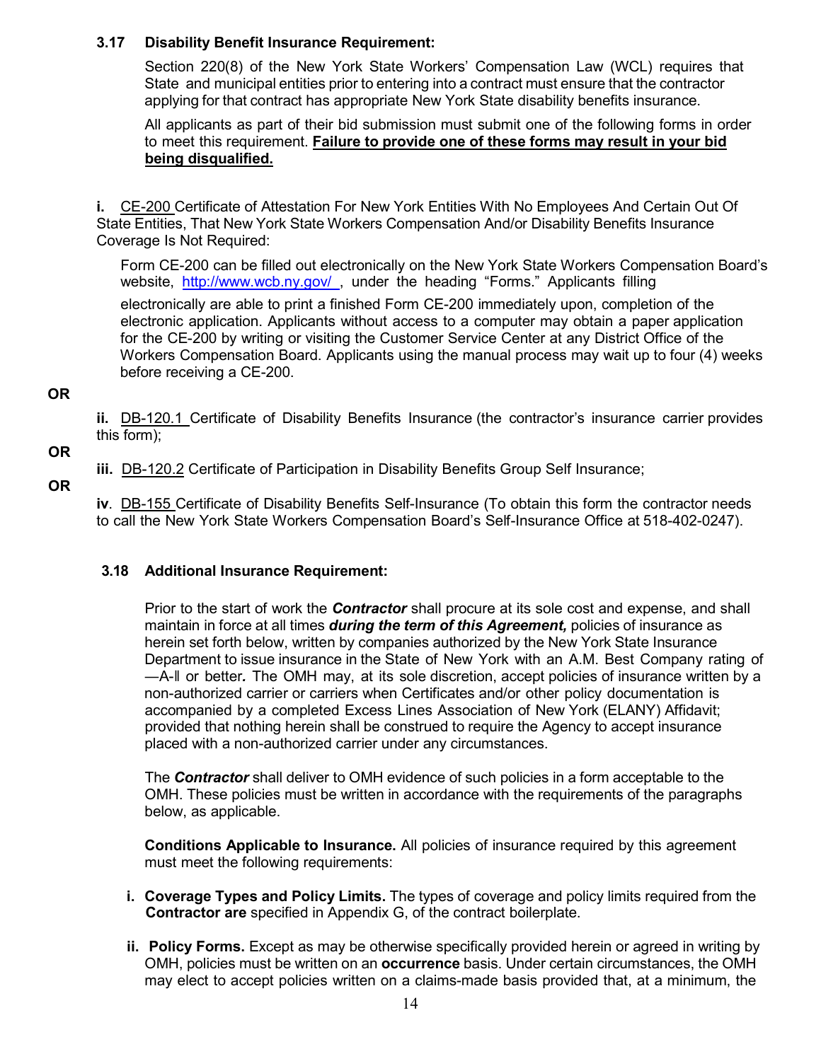### 3.17 Disability Benefit Insurance Requirement:

Section 220(8) of the New York State Workers' Compensation Law (WCL) requires that State and municipal entities prior to entering into a contract must ensure that the contractor applying for that contract has appropriate New York State disability benefits insurance.

All applicants as part of their bid submission must submit one of the following forms in order to meet this requirement. **Failure to provide one of these forms may result in your bid being disqualified.**

**i.** CE-200 Certificate of Attestation For New York Entities With No Employees And Certain Out Of State Entities, That New York State Workers Compensation And/or Disability Benefits Insurance Coverage Is Not Required:

Form CE-200 can be filled out electronically on the New York State Workers Compensation Board's website, http://www.wcb.ny.gov/ , under the heading "Forms." Applicants filling electronically are able to print a finished Form CE-200 immediately upon, completion of the electronic application. Applicants without access to a computer may obtain a paper application for the CE-200 by writing or visiting the Customer Service Center at any District Office of the Workers Compensation Board. Applicants using the manual process may wait up to four (4) weeks before receiving a CE-200.

**OR**

**ii.** DB-120.1 Certificate of Disability Benefits Insurance (the contractor's insurance carrier provides this form);

**OR**

**iii.** DB-120.2 Certificate of Participation in Disability Benefits Group Self Insurance;

**OR**

**iv**. DB-155 Certificate of Disability Benefits Self-Insurance (To obtain this form the contractor needs to call the New York State Workers Compensation Board's Self-Insurance Office at 518-402-0247).

### 3.18 Additional Insurance Requirement:

Prior to the start of work the ***Contractor*** shall procure at its sole cost and expense, and shall maintain in force at all times ***during the term of this Agreement,*** policies of insurance as herein set forth below, written by companies authorized by the New York State Insurance Department to issue insurance in the State of New York with an A.M. Best Company rating of —A-‖ or better*.* The OMH may, at its sole discretion, accept policies of insurance written by a non-authorized carrier or carriers when Certificates and/or other policy documentation is accompanied by a completed Excess Lines Association of New York (ELANY) Affidavit; provided that nothing herein shall be construed to require the Agency to accept insurance placed with a non-authorized carrier under any circumstances.

The ***Contractor*** shall deliver to OMH evidence of such policies in a form acceptable to the OMH. These policies must be written in accordance with the requirements of the paragraphs below, as applicable.

**Conditions Applicable to Insurance.** All policies of insurance required by this agreement must meet the following requirements:

i. **Coverage Types and Policy Limits.** The types of coverage and policy limits required from the **Contractor are** specified in Appendix G, of the contract boilerplate.

ii. **Policy Forms.** Except as may be otherwise specifically provided herein or agreed in writing by OMH, policies must be written on an **occurrence** basis. Under certain circumstances, the OMH may elect to accept policies written on a claims-made basis provided that, at a minimum, the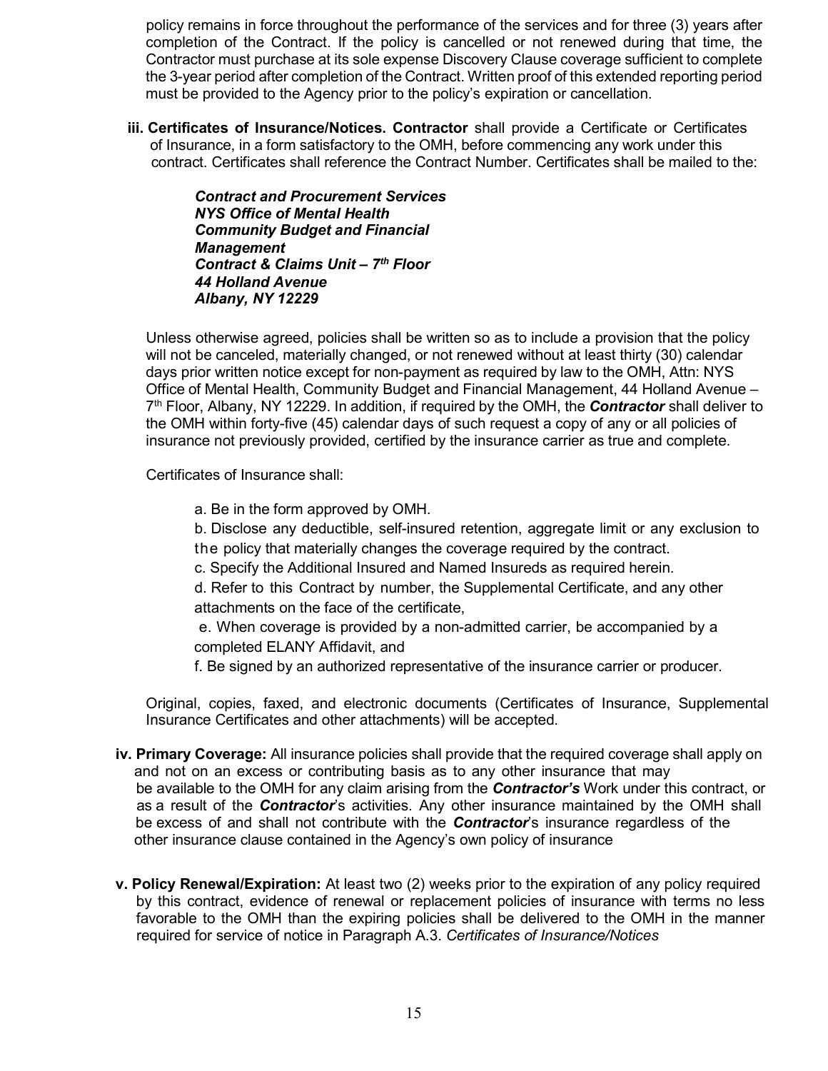policy remains in force throughout the performance of the services and for three (3) years after completion of the Contract. If the policy is cancelled or not renewed during that time, the Contractor must purchase at its sole expense Discovery Clause coverage sufficient to complete the 3-year period after completion of the Contract. Written proof of this extended reporting period must be provided to the Agency prior to the policy's expiration or cancellation.

**iii. Certificates of Insurance/Notices. Contractor** shall provide a Certificate or Certificates of Insurance, in a form satisfactory to the OMH, before commencing any work under this contract. Certificates shall reference the Contract Number. Certificates shall be mailed to the:

***Contract and Procurement Services***
***NYS Office of Mental Health***
***Community Budget and Financial Management***
***Contract & Claims Unit – 7th Floor***
***44 Holland Avenue***
***Albany, NY 12229***

Unless otherwise agreed, policies shall be written so as to include a provision that the policy will not be canceled, materially changed, or not renewed without at least thirty (30) calendar days prior written notice except for non-payment as required by law to the OMH, Attn: NYS Office of Mental Health, Community Budget and Financial Management, 44 Holland Avenue – 7th Floor, Albany, NY 12229. In addition, if required by the OMH, the ***Contractor*** shall deliver to the OMH within forty-five (45) calendar days of such request a copy of any or all policies of insurance not previously provided, certified by the insurance carrier as true and complete.

Certificates of Insurance shall:

a. Be in the form approved by OMH.

b. Disclose any deductible, self-insured retention, aggregate limit or any exclusion to the policy that materially changes the coverage required by the contract.

c. Specify the Additional Insured and Named Insureds as required herein.

d. Refer to this Contract by number, the Supplemental Certificate, and any other attachments on the face of the certificate,

e. When coverage is provided by a non-admitted carrier, be accompanied by a completed ELANY Affidavit, and

f. Be signed by an authorized representative of the insurance carrier or producer.

Original, copies, faxed, and electronic documents (Certificates of Insurance, Supplemental Insurance Certificates and other attachments) will be accepted.

**iv. Primary Coverage:** All insurance policies shall provide that the required coverage shall apply on and not on an excess or contributing basis as to any other insurance that may be available to the OMH for any claim arising from the ***Contractor's*** Work under this contract, or as a result of the ***Contractor***'s activities. Any other insurance maintained by the OMH shall be excess of and shall not contribute with the ***Contractor***'s insurance regardless of the other insurance clause contained in the Agency's own policy of insurance

**v. Policy Renewal/Expiration:** At least two (2) weeks prior to the expiration of any policy required by this contract, evidence of renewal or replacement policies of insurance with terms no less favorable to the OMH than the expiring policies shall be delivered to the OMH in the manner required for service of notice in Paragraph A.3. *Certificates of Insurance/Notices*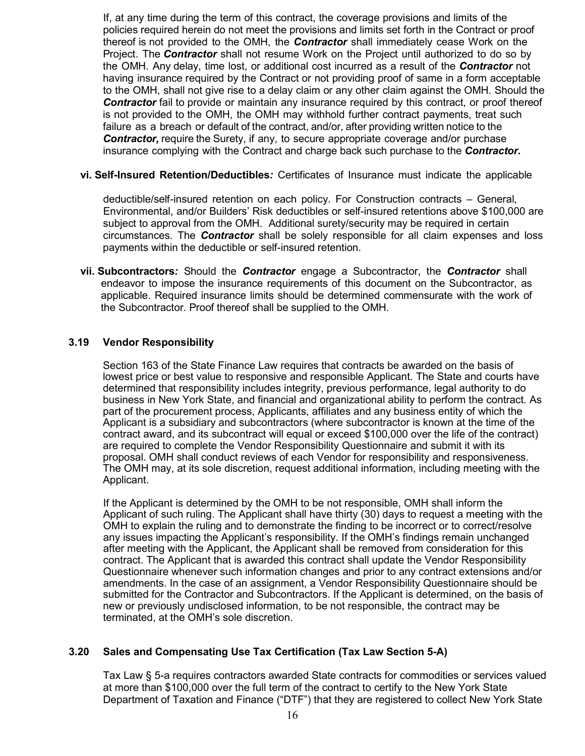If, at any time during the term of this contract, the coverage provisions and limits of the policies required herein do not meet the provisions and limits set forth in the Contract or proof thereof is not provided to the OMH, the ***Contractor*** shall immediately cease Work on the Project. The ***Contractor*** shall not resume Work on the Project until authorized to do so by the OMH. Any delay, time lost, or additional cost incurred as a result of the ***Contractor*** not having insurance required by the Contract or not providing proof of same in a form acceptable to the OMH, shall not give rise to a delay claim or any other claim against the OMH. Should the ***Contractor*** fail to provide or maintain any insurance required by this contract, or proof thereof is not provided to the OMH, the OMH may withhold further contract payments, treat such failure as a breach or default of the contract, and/or, after providing written notice to the ***Contractor,*** require the Surety, if any, to secure appropriate coverage and/or purchase insurance complying with the Contract and charge back such purchase to the ***Contractor.***

**vi. Self-Insured Retention/Deductibles*:*** Certificates of Insurance must indicate the applicable deductible/self-insured retention on each policy. For Construction contracts – General, Environmental, and/or Builders' Risk deductibles or self-insured retentions above $100,000 are subject to approval from the OMH. Additional surety/security may be required in certain circumstances. The ***Contractor*** shall be solely responsible for all claim expenses and loss payments within the deductible or self-insured retention.

**vii. Subcontractors*:*** Should the ***Contractor*** engage a Subcontractor, the ***Contractor*** shall endeavor to impose the insurance requirements of this document on the Subcontractor, as applicable. Required insurance limits should be determined commensurate with the work of the Subcontractor. Proof thereof shall be supplied to the OMH.

### 3.19 Vendor Responsibility

Section 163 of the State Finance Law requires that contracts be awarded on the basis of lowest price or best value to responsive and responsible Applicant. The State and courts have determined that responsibility includes integrity, previous performance, legal authority to do business in New York State, and financial and organizational ability to perform the contract. As part of the procurement process, Applicants, affiliates and any business entity of which the Applicant is a subsidiary and subcontractors (where subcontractor is known at the time of the contract award, and its subcontract will equal or exceed $100,000 over the life of the contract) are required to complete the Vendor Responsibility Questionnaire and submit it with its proposal. OMH shall conduct reviews of each Vendor for responsibility and responsiveness. The OMH may, at its sole discretion, request additional information, including meeting with the Applicant.

If the Applicant is determined by the OMH to be not responsible, OMH shall inform the Applicant of such ruling. The Applicant shall have thirty (30) days to request a meeting with the OMH to explain the ruling and to demonstrate the finding to be incorrect or to correct/resolve any issues impacting the Applicant's responsibility. If the OMH's findings remain unchanged after meeting with the Applicant, the Applicant shall be removed from consideration for this contract. The Applicant that is awarded this contract shall update the Vendor Responsibility Questionnaire whenever such information changes and prior to any contract extensions and/or amendments. In the case of an assignment, a Vendor Responsibility Questionnaire should be submitted for the Contractor and Subcontractors. If the Applicant is determined, on the basis of new or previously undisclosed information, to be not responsible, the contract may be terminated, at the OMH's sole discretion.

### 3.20 Sales and Compensating Use Tax Certification (Tax Law Section 5-A)

Tax Law § 5-a requires contractors awarded State contracts for commodities or services valued at more than $100,000 over the full term of the contract to certify to the New York State Department of Taxation and Finance ("DTF") that they are registered to collect New York State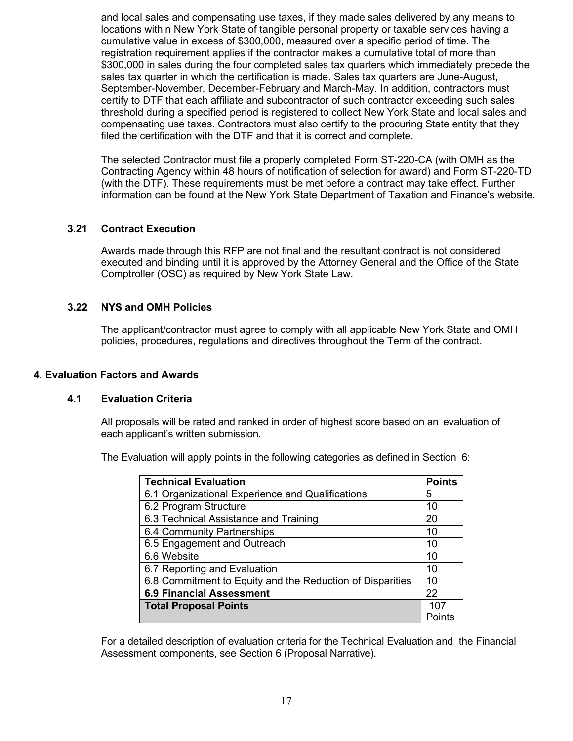and local sales and compensating use taxes, if they made sales delivered by any means to locations within New York State of tangible personal property or taxable services having a cumulative value in excess of $300,000, measured over a specific period of time. The registration requirement applies if the contractor makes a cumulative total of more than $300,000 in sales during the four completed sales tax quarters which immediately precede the sales tax quarter in which the certification is made. Sales tax quarters are June-August, September-November, December-February and March-May. In addition, contractors must certify to DTF that each affiliate and subcontractor of such contractor exceeding such sales threshold during a specified period is registered to collect New York State and local sales and compensating use taxes. Contractors must also certify to the procuring State entity that they filed the certification with the DTF and that it is correct and complete.

The selected Contractor must file a properly completed Form ST-220-CA (with OMH as the Contracting Agency within 48 hours of notification of selection for award) and Form ST-220-TD (with the DTF). These requirements must be met before a contract may take effect. Further information can be found at the New York State Department of Taxation and Finance's website.

### 3.21 Contract Execution

Awards made through this RFP are not final and the resultant contract is not considered executed and binding until it is approved by the Attorney General and the Office of the State Comptroller (OSC) as required by New York State Law.

### 3.22 NYS and OMH Policies

The applicant/contractor must agree to comply with all applicable New York State and OMH policies, procedures, regulations and directives throughout the Term of the contract.

## 4. Evaluation Factors and Awards

### 4.1 Evaluation Criteria

All proposals will be rated and ranked in order of highest score based on an evaluation of each applicant's written submission.

The Evaluation will apply points in the following categories as defined in Section 6:

| **Technical Evaluation** | **Points** |
|---|---|
| 6.1 Organizational Experience and Qualifications | 5 |
| 6.2 Program Structure | 10 |
| 6.3 Technical Assistance and Training | 20 |
| 6.4 Community Partnerships | 10 |
| 6.5 Engagement and Outreach | 10 |
| 6.6 Website | 10 |
| 6.7 Reporting and Evaluation | 10 |
| 6.8 Commitment to Equity and the Reduction of Disparities | 10 |
| **6.9 Financial Assessment** | 22 |
| **Total Proposal Points** | 107 Points |

For a detailed description of evaluation criteria for the Technical Evaluation and the Financial Assessment components, see Section 6 (Proposal Narrative).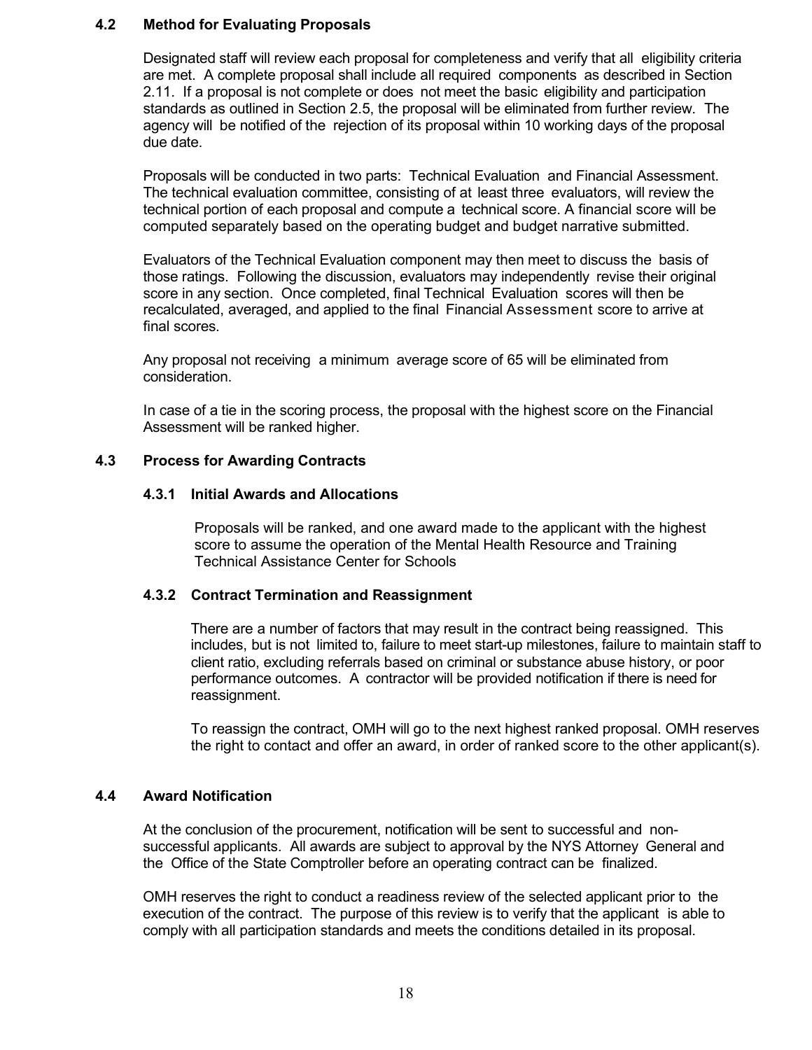### 4.2 Method for Evaluating Proposals

Designated staff will review each proposal for completeness and verify that all eligibility criteria are met. A complete proposal shall include all required components as described in Section 2.11. If a proposal is not complete or does not meet the basic eligibility and participation standards as outlined in Section 2.5, the proposal will be eliminated from further review. The agency will be notified of the rejection of its proposal within 10 working days of the proposal due date.

Proposals will be conducted in two parts: Technical Evaluation and Financial Assessment. The technical evaluation committee, consisting of at least three evaluators, will review the technical portion of each proposal and compute a technical score. A financial score will be computed separately based on the operating budget and budget narrative submitted.

Evaluators of the Technical Evaluation component may then meet to discuss the basis of those ratings. Following the discussion, evaluators may independently revise their original score in any section. Once completed, final Technical Evaluation scores will then be recalculated, averaged, and applied to the final Financial Assessment score to arrive at final scores.

Any proposal not receiving a minimum average score of 65 will be eliminated from consideration.

In case of a tie in the scoring process, the proposal with the highest score on the Financial Assessment will be ranked higher.

### 4.3 Process for Awarding Contracts

#### 4.3.1 Initial Awards and Allocations

Proposals will be ranked, and one award made to the applicant with the highest score to assume the operation of the Mental Health Resource and Training Technical Assistance Center for Schools

#### 4.3.2 Contract Termination and Reassignment

There are a number of factors that may result in the contract being reassigned. This includes, but is not limited to, failure to meet start-up milestones, failure to maintain staff to client ratio, excluding referrals based on criminal or substance abuse history, or poor performance outcomes. A contractor will be provided notification if there is need for reassignment.

To reassign the contract, OMH will go to the next highest ranked proposal. OMH reserves the right to contact and offer an award, in order of ranked score to the other applicant(s).

### 4.4 Award Notification

At the conclusion of the procurement, notification will be sent to successful and non-successful applicants. All awards are subject to approval by the NYS Attorney General and the Office of the State Comptroller before an operating contract can be finalized.

OMH reserves the right to conduct a readiness review of the selected applicant prior to the execution of the contract. The purpose of this review is to verify that the applicant is able to comply with all participation standards and meets the conditions detailed in its proposal.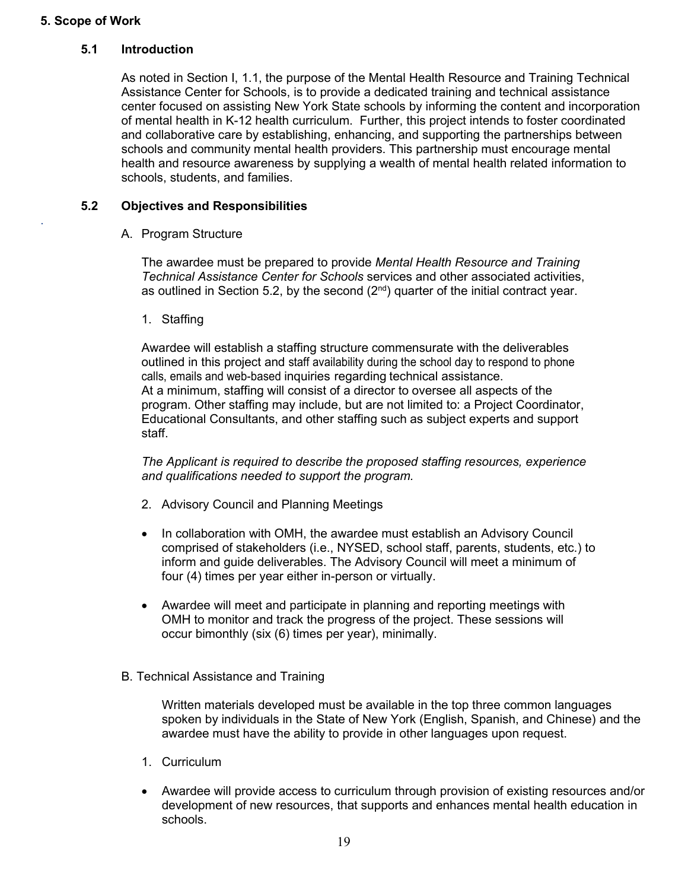## 5. Scope of Work

### 5.1 Introduction

As noted in Section I, 1.1, the purpose of the Mental Health Resource and Training Technical Assistance Center for Schools, is to provide a dedicated training and technical assistance center focused on assisting New York State schools by informing the content and incorporation of mental health in K-12 health curriculum. Further, this project intends to foster coordinated and collaborative care by establishing, enhancing, and supporting the partnerships between schools and community mental health providers. This partnership must encourage mental health and resource awareness by supplying a wealth of mental health related information to schools, students, and families.

### 5.2 Objectives and Responsibilities

A. Program Structure

The awardee must be prepared to provide *Mental Health Resource and Training Technical Assistance Center for Schools* services and other associated activities, as outlined in Section 5.2, by the second (2nd) quarter of the initial contract year.

1. Staffing

Awardee will establish a staffing structure commensurate with the deliverables outlined in this project and staff availability during the school day to respond to phone calls, emails and web-based inquiries regarding technical assistance.
At a minimum, staffing will consist of a director to oversee all aspects of the program. Other staffing may include, but are not limited to: a Project Coordinator, Educational Consultants, and other staffing such as subject experts and support staff.

*The Applicant is required to describe the proposed staffing resources, experience and qualifications needed to support the program.*

2. Advisory Council and Planning Meetings

- In collaboration with OMH, the awardee must establish an Advisory Council comprised of stakeholders (i.e., NYSED, school staff, parents, students, etc.) to inform and guide deliverables. The Advisory Council will meet a minimum of four (4) times per year either in-person or virtually.
- Awardee will meet and participate in planning and reporting meetings with OMH to monitor and track the progress of the project. These sessions will occur bimonthly (six (6) times per year), minimally.

B. Technical Assistance and Training

Written materials developed must be available in the top three common languages spoken by individuals in the State of New York (English, Spanish, and Chinese) and the awardee must have the ability to provide in other languages upon request.

1. Curriculum

- Awardee will provide access to curriculum through provision of existing resources and/or development of new resources, that supports and enhances mental health education in schools.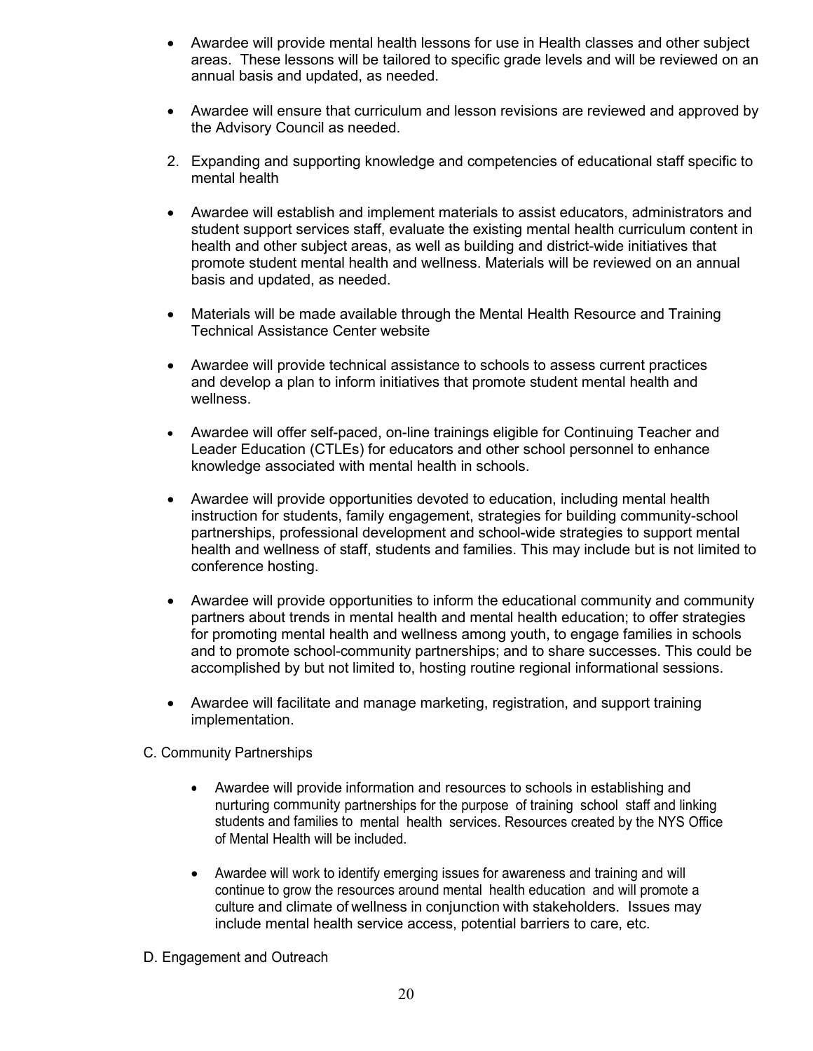- Awardee will provide mental health lessons for use in Health classes and other subject areas. These lessons will be tailored to specific grade levels and will be reviewed on an annual basis and updated, as needed.

- Awardee will ensure that curriculum and lesson revisions are reviewed and approved by the Advisory Council as needed.

2. Expanding and supporting knowledge and competencies of educational staff specific to mental health

- Awardee will establish and implement materials to assist educators, administrators and student support services staff, evaluate the existing mental health curriculum content in health and other subject areas, as well as building and district-wide initiatives that promote student mental health and wellness. Materials will be reviewed on an annual basis and updated, as needed.

- Materials will be made available through the Mental Health Resource and Training Technical Assistance Center website

- Awardee will provide technical assistance to schools to assess current practices and develop a plan to inform initiatives that promote student mental health and wellness.

- Awardee will offer self-paced, on-line trainings eligible for Continuing Teacher and Leader Education (CTLEs) for educators and other school personnel to enhance knowledge associated with mental health in schools.

- Awardee will provide opportunities devoted to education, including mental health instruction for students, family engagement, strategies for building community-school partnerships, professional development and school-wide strategies to support mental health and wellness of staff, students and families. This may include but is not limited to conference hosting.

- Awardee will provide opportunities to inform the educational community and community partners about trends in mental health and mental health education; to offer strategies for promoting mental health and wellness among youth, to engage families in schools and to promote school-community partnerships; and to share successes. This could be accomplished by but not limited to, hosting routine regional informational sessions.

- Awardee will facilitate and manage marketing, registration, and support training implementation.

C. Community Partnerships

- Awardee will provide information and resources to schools in establishing and nurturing community partnerships for the purpose of training school staff and linking students and families to mental health services. Resources created by the NYS Office of Mental Health will be included.

- Awardee will work to identify emerging issues for awareness and training and will continue to grow the resources around mental health education and will promote a culture and climate of wellness in conjunction with stakeholders. Issues may include mental health service access, potential barriers to care, etc.

D. Engagement and Outreach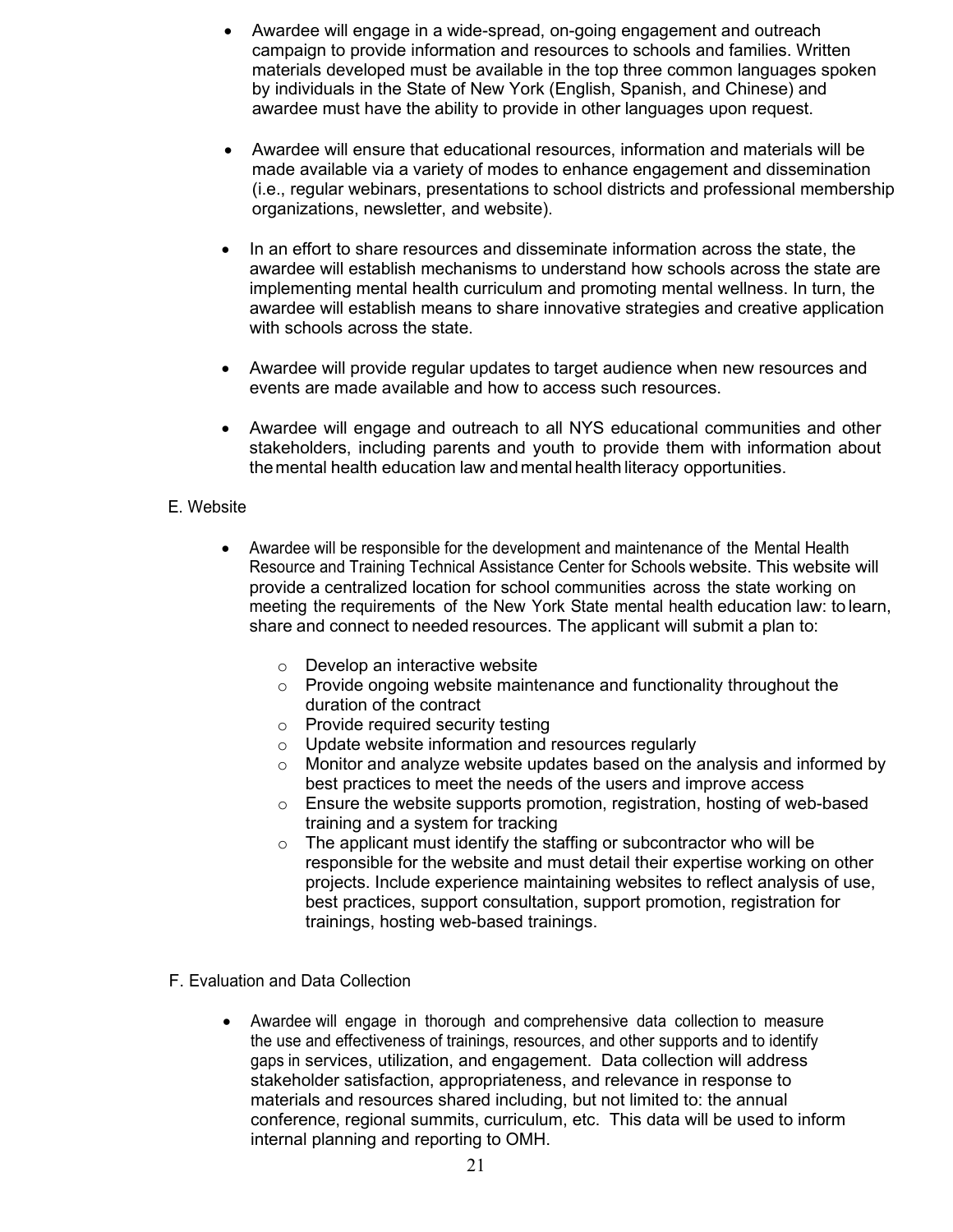- Awardee will engage in a wide-spread, on-going engagement and outreach campaign to provide information and resources to schools and families. Written materials developed must be available in the top three common languages spoken by individuals in the State of New York (English, Spanish, and Chinese) and awardee must have the ability to provide in other languages upon request.

- Awardee will ensure that educational resources, information and materials will be made available via a variety of modes to enhance engagement and dissemination (i.e., regular webinars, presentations to school districts and professional membership organizations, newsletter, and website).

- In an effort to share resources and disseminate information across the state, the awardee will establish mechanisms to understand how schools across the state are implementing mental health curriculum and promoting mental wellness. In turn, the awardee will establish means to share innovative strategies and creative application with schools across the state.

- Awardee will provide regular updates to target audience when new resources and events are made available and how to access such resources.

- Awardee will engage and outreach to all NYS educational communities and other stakeholders, including parents and youth to provide them with information about the mental health education law and mental health literacy opportunities.

E. Website

- Awardee will be responsible for the development and maintenance of the Mental Health Resource and Training Technical Assistance Center for Schools website. This website will provide a centralized location for school communities across the state working on meeting the requirements of the New York State mental health education law: to learn, share and connect to needed resources. The applicant will submit a plan to:

  - Develop an interactive website
  - Provide ongoing website maintenance and functionality throughout the duration of the contract
  - Provide required security testing
  - Update website information and resources regularly
  - Monitor and analyze website updates based on the analysis and informed by best practices to meet the needs of the users and improve access
  - Ensure the website supports promotion, registration, hosting of web-based training and a system for tracking
  - The applicant must identify the staffing or subcontractor who will be responsible for the website and must detail their expertise working on other projects. Include experience maintaining websites to reflect analysis of use, best practices, support consultation, support promotion, registration for trainings, hosting web-based trainings.

F. Evaluation and Data Collection

- Awardee will engage in thorough and comprehensive data collection to measure the use and effectiveness of trainings, resources, and other supports and to identify gaps in services, utilization, and engagement. Data collection will address stakeholder satisfaction, appropriateness, and relevance in response to materials and resources shared including, but not limited to: the annual conference, regional summits, curriculum, etc. This data will be used to inform internal planning and reporting to OMH.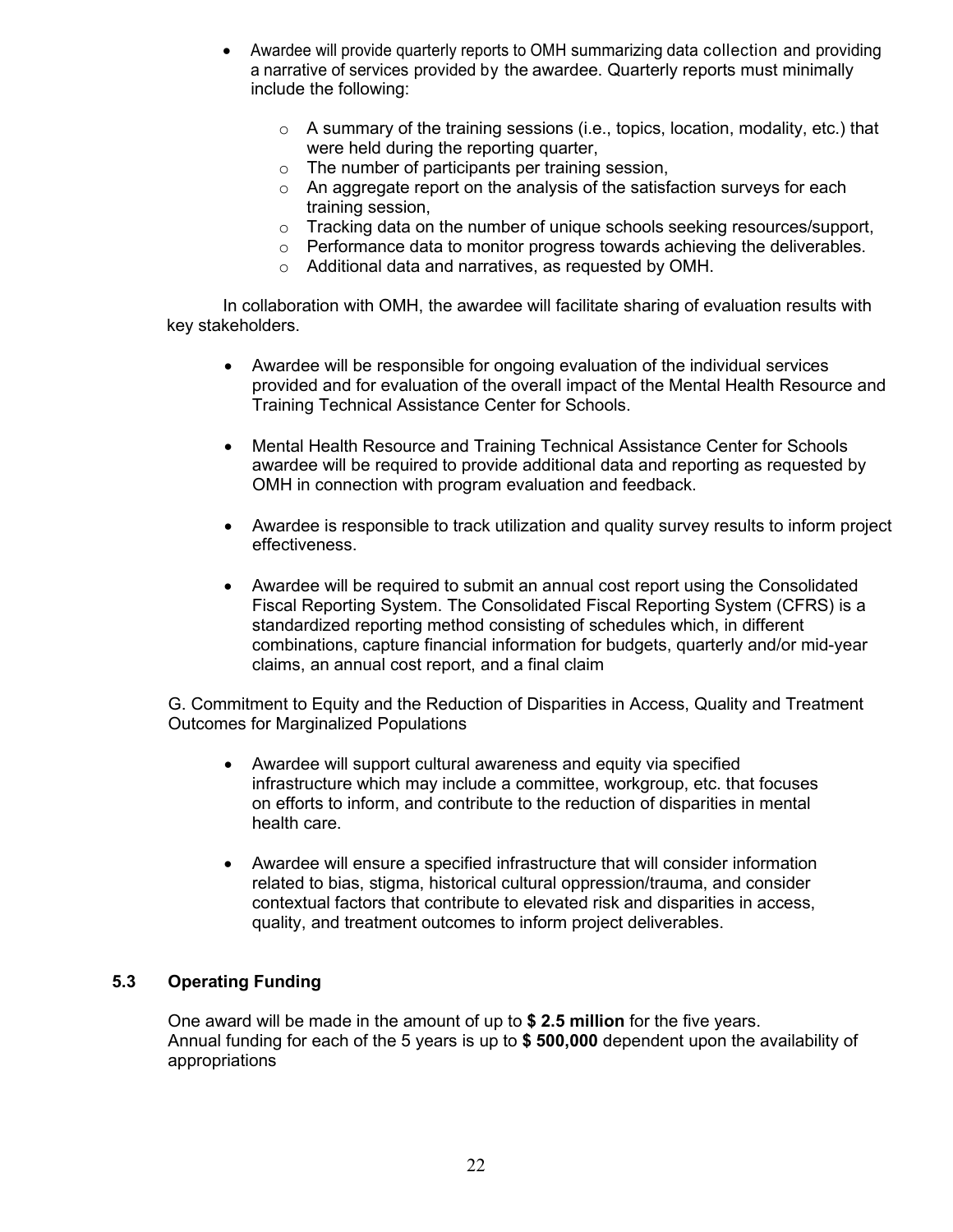- Awardee will provide quarterly reports to OMH summarizing data collection and providing a narrative of services provided by the awardee. Quarterly reports must minimally include the following:
    - A summary of the training sessions (i.e., topics, location, modality, etc.) that were held during the reporting quarter,
    - The number of participants per training session,
    - An aggregate report on the analysis of the satisfaction surveys for each training session,
    - Tracking data on the number of unique schools seeking resources/support,
    - Performance data to monitor progress towards achieving the deliverables.
    - Additional data and narratives, as requested by OMH.

In collaboration with OMH, the awardee will facilitate sharing of evaluation results with key stakeholders.

- Awardee will be responsible for ongoing evaluation of the individual services provided and for evaluation of the overall impact of the Mental Health Resource and Training Technical Assistance Center for Schools.

- Mental Health Resource and Training Technical Assistance Center for Schools awardee will be required to provide additional data and reporting as requested by OMH in connection with program evaluation and feedback.

- Awardee is responsible to track utilization and quality survey results to inform project effectiveness.

- Awardee will be required to submit an annual cost report using the Consolidated Fiscal Reporting System. The Consolidated Fiscal Reporting System (CFRS) is a standardized reporting method consisting of schedules which, in different combinations, capture financial information for budgets, quarterly and/or mid-year claims, an annual cost report, and a final claim

G. Commitment to Equity and the Reduction of Disparities in Access, Quality and Treatment Outcomes for Marginalized Populations

- Awardee will support cultural awareness and equity via specified infrastructure which may include a committee, workgroup, etc. that focuses on efforts to inform, and contribute to the reduction of disparities in mental health care.

- Awardee will ensure a specified infrastructure that will consider information related to bias, stigma, historical cultural oppression/trauma, and consider contextual factors that contribute to elevated risk and disparities in access, quality, and treatment outcomes to inform project deliverables.

### 5.3 Operating Funding

One award will be made in the amount of up to **$ 2.5 million** for the five years. Annual funding for each of the 5 years is up to **$ 500,000** dependent upon the availability of appropriations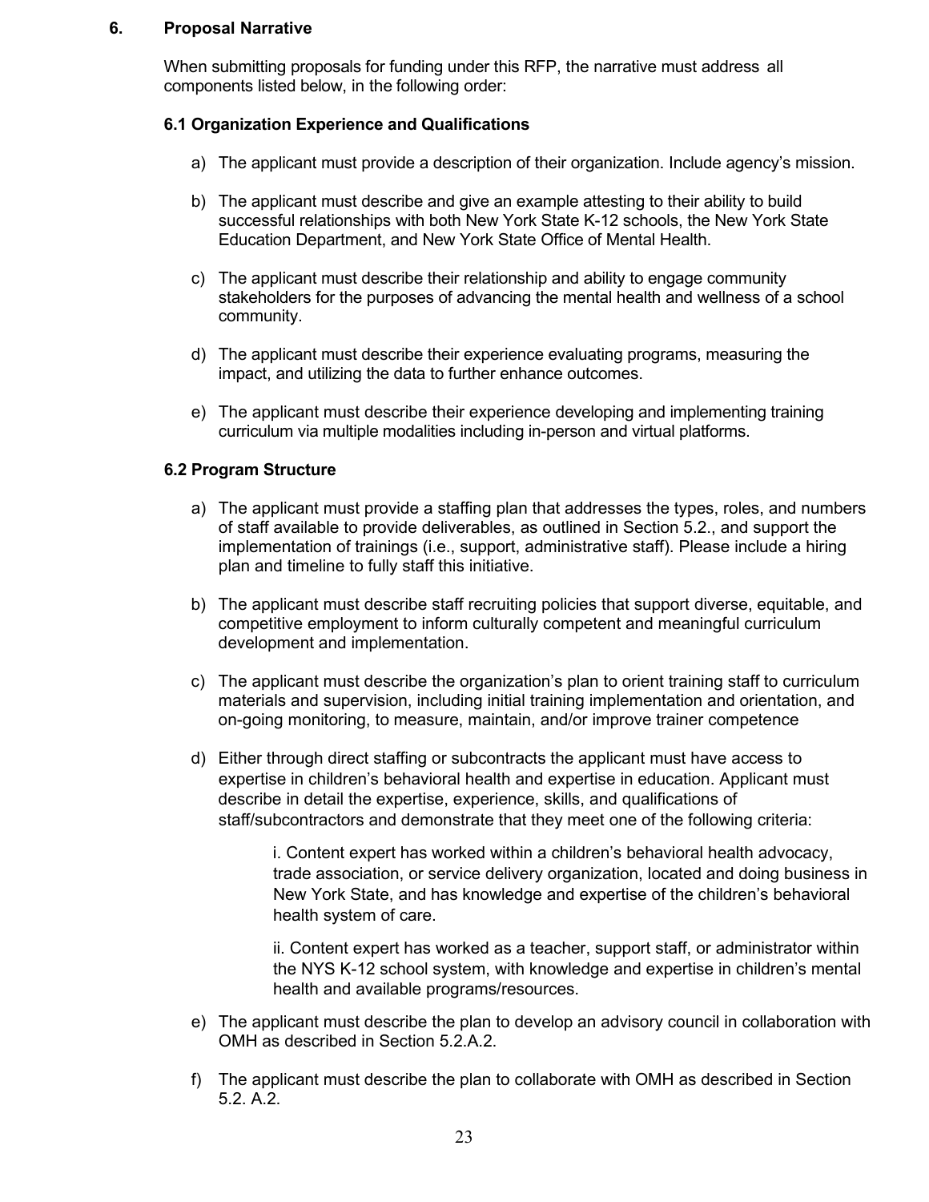## 6. Proposal Narrative

When submitting proposals for funding under this RFP, the narrative must address all components listed below, in the following order:

### 6.1 Organization Experience and Qualifications

a) The applicant must provide a description of their organization. Include agency's mission.

b) The applicant must describe and give an example attesting to their ability to build successful relationships with both New York State K-12 schools, the New York State Education Department, and New York State Office of Mental Health.

c) The applicant must describe their relationship and ability to engage community stakeholders for the purposes of advancing the mental health and wellness of a school community.

d) The applicant must describe their experience evaluating programs, measuring the impact, and utilizing the data to further enhance outcomes.

e) The applicant must describe their experience developing and implementing training curriculum via multiple modalities including in-person and virtual platforms.

### 6.2 Program Structure

a) The applicant must provide a staffing plan that addresses the types, roles, and numbers of staff available to provide deliverables, as outlined in Section 5.2., and support the implementation of trainings (i.e., support, administrative staff). Please include a hiring plan and timeline to fully staff this initiative.

b) The applicant must describe staff recruiting policies that support diverse, equitable, and competitive employment to inform culturally competent and meaningful curriculum development and implementation.

c) The applicant must describe the organization's plan to orient training staff to curriculum materials and supervision, including initial training implementation and orientation, and on-going monitoring, to measure, maintain, and/or improve trainer competence

d) Either through direct staffing or subcontracts the applicant must have access to expertise in children's behavioral health and expertise in education. Applicant must describe in detail the expertise, experience, skills, and qualifications of staff/subcontractors and demonstrate that they meet one of the following criteria:

   i. Content expert has worked within a children's behavioral health advocacy, trade association, or service delivery organization, located and doing business in New York State, and has knowledge and expertise of the children's behavioral health system of care.

   ii. Content expert has worked as a teacher, support staff, or administrator within the NYS K-12 school system, with knowledge and expertise in children's mental health and available programs/resources.

e) The applicant must describe the plan to develop an advisory council in collaboration with OMH as described in Section 5.2.A.2.

f) The applicant must describe the plan to collaborate with OMH as described in Section 5.2. A.2.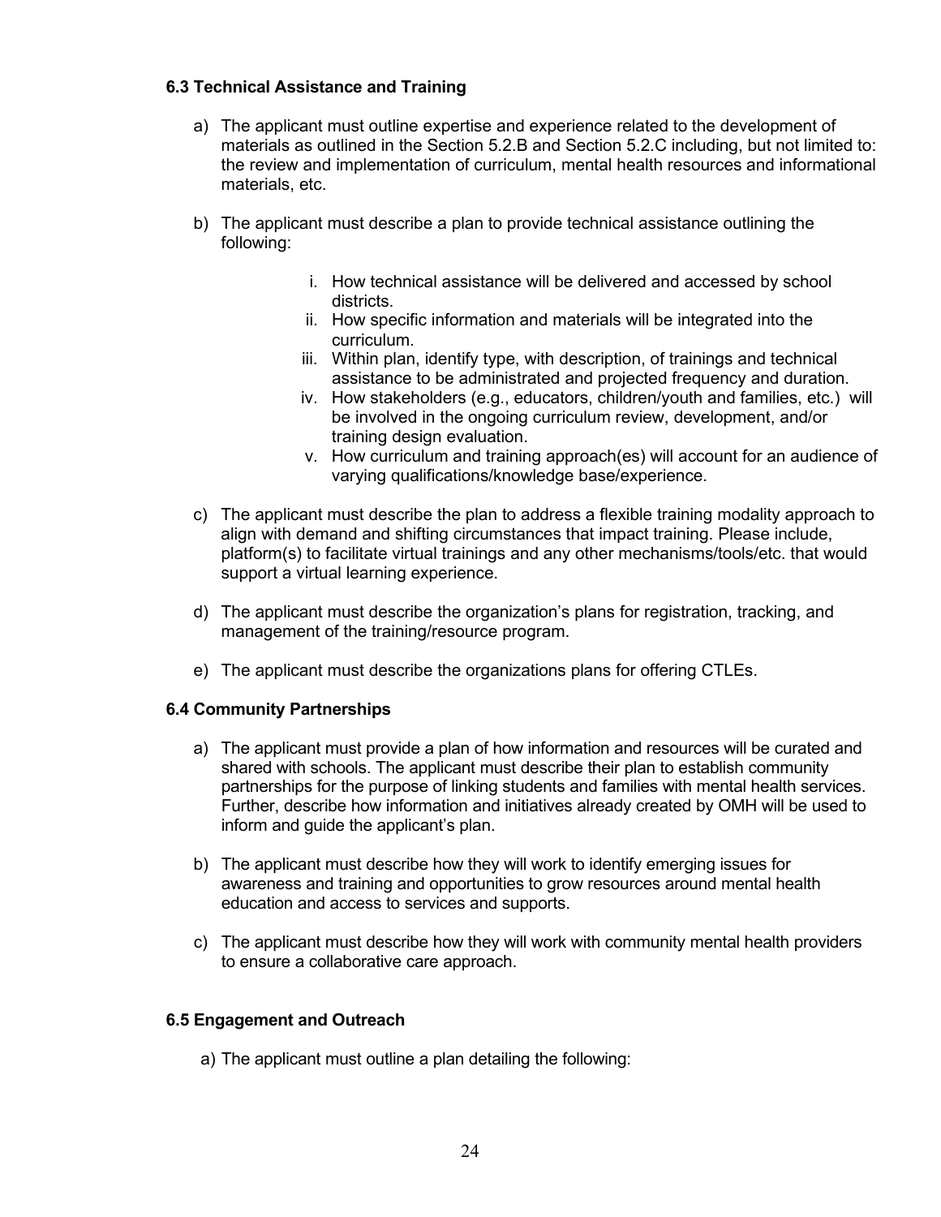### 6.3 Technical Assistance and Training

a) The applicant must outline expertise and experience related to the development of materials as outlined in the Section 5.2.B and Section 5.2.C including, but not limited to: the review and implementation of curriculum, mental health resources and informational materials, etc.

b) The applicant must describe a plan to provide technical assistance outlining the following:

   i. How technical assistance will be delivered and accessed by school districts.
   ii. How specific information and materials will be integrated into the curriculum.
   iii. Within plan, identify type, with description, of trainings and technical assistance to be administrated and projected frequency and duration.
   iv. How stakeholders (e.g., educators, children/youth and families, etc.) will be involved in the ongoing curriculum review, development, and/or training design evaluation.
   v. How curriculum and training approach(es) will account for an audience of varying qualifications/knowledge base/experience.

c) The applicant must describe the plan to address a flexible training modality approach to align with demand and shifting circumstances that impact training. Please include, platform(s) to facilitate virtual trainings and any other mechanisms/tools/etc. that would support a virtual learning experience.

d) The applicant must describe the organization's plans for registration, tracking, and management of the training/resource program.

e) The applicant must describe the organizations plans for offering CTLEs.

### 6.4 Community Partnerships

a) The applicant must provide a plan of how information and resources will be curated and shared with schools. The applicant must describe their plan to establish community partnerships for the purpose of linking students and families with mental health services. Further, describe how information and initiatives already created by OMH will be used to inform and guide the applicant's plan.

b) The applicant must describe how they will work to identify emerging issues for awareness and training and opportunities to grow resources around mental health education and access to services and supports.

c) The applicant must describe how they will work with community mental health providers to ensure a collaborative care approach.

### 6.5 Engagement and Outreach

a) The applicant must outline a plan detailing the following: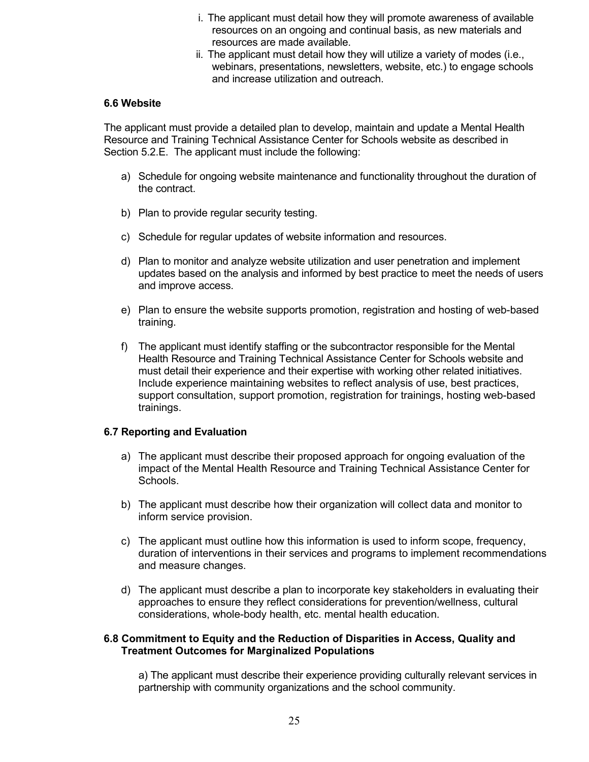i. The applicant must detail how they will promote awareness of available resources on an ongoing and continual basis, as new materials and resources are made available.

ii. The applicant must detail how they will utilize a variety of modes (i.e., webinars, presentations, newsletters, website, etc.) to engage schools and increase utilization and outreach.

### 6.6 Website

The applicant must provide a detailed plan to develop, maintain and update a Mental Health Resource and Training Technical Assistance Center for Schools website as described in Section 5.2.E. The applicant must include the following:

a) Schedule for ongoing website maintenance and functionality throughout the duration of the contract.

b) Plan to provide regular security testing.

c) Schedule for regular updates of website information and resources.

d) Plan to monitor and analyze website utilization and user penetration and implement updates based on the analysis and informed by best practice to meet the needs of users and improve access.

e) Plan to ensure the website supports promotion, registration and hosting of web-based training.

f) The applicant must identify staffing or the subcontractor responsible for the Mental Health Resource and Training Technical Assistance Center for Schools website and must detail their experience and their expertise with working other related initiatives. Include experience maintaining websites to reflect analysis of use, best practices, support consultation, support promotion, registration for trainings, hosting web-based trainings.

### 6.7 Reporting and Evaluation

a) The applicant must describe their proposed approach for ongoing evaluation of the impact of the Mental Health Resource and Training Technical Assistance Center for Schools.

b) The applicant must describe how their organization will collect data and monitor to inform service provision.

c) The applicant must outline how this information is used to inform scope, frequency, duration of interventions in their services and programs to implement recommendations and measure changes.

d) The applicant must describe a plan to incorporate key stakeholders in evaluating their approaches to ensure they reflect considerations for prevention/wellness, cultural considerations, whole-body health, etc. mental health education.

### 6.8 Commitment to Equity and the Reduction of Disparities in Access, Quality and Treatment Outcomes for Marginalized Populations

a) The applicant must describe their experience providing culturally relevant services in partnership with community organizations and the school community.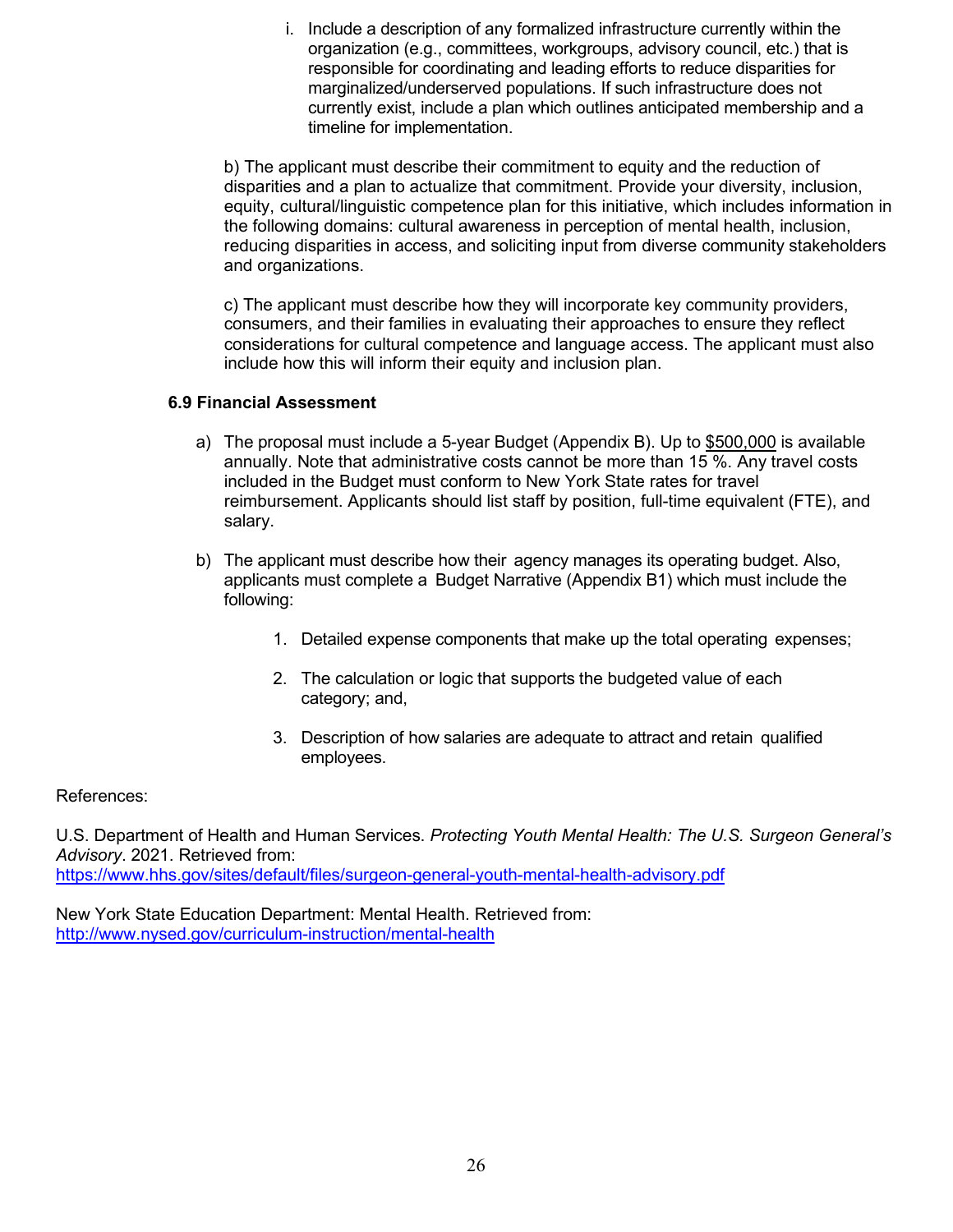i. Include a description of any formalized infrastructure currently within the organization (e.g., committees, workgroups, advisory council, etc.) that is responsible for coordinating and leading efforts to reduce disparities for marginalized/underserved populations. If such infrastructure does not currently exist, include a plan which outlines anticipated membership and a timeline for implementation.

b) The applicant must describe their commitment to equity and the reduction of disparities and a plan to actualize that commitment. Provide your diversity, inclusion, equity, cultural/linguistic competence plan for this initiative, which includes information in the following domains: cultural awareness in perception of mental health, inclusion, reducing disparities in access, and soliciting input from diverse community stakeholders and organizations.

c) The applicant must describe how they will incorporate key community providers, consumers, and their families in evaluating their approaches to ensure they reflect considerations for cultural competence and language access. The applicant must also include how this will inform their equity and inclusion plan.

### 6.9 Financial Assessment

a) The proposal must include a 5-year Budget (Appendix B). Up to <u>$500,000</u> is available annually. Note that administrative costs cannot be more than 15 %. Any travel costs included in the Budget must conform to New York State rates for travel reimbursement. Applicants should list staff by position, full-time equivalent (FTE), and salary.

b) The applicant must describe how their agency manages its operating budget. Also, applicants must complete a Budget Narrative (Appendix B1) which must include the following:

1. Detailed expense components that make up the total operating expenses;
2. The calculation or logic that supports the budgeted value of each category; and,
3. Description of how salaries are adequate to attract and retain qualified employees.

References:

U.S. Department of Health and Human Services. *Protecting Youth Mental Health: The U.S. Surgeon General's Advisory*. 2021. Retrieved from: https://www.hhs.gov/sites/default/files/surgeon-general-youth-mental-health-advisory.pdf

New York State Education Department: Mental Health. Retrieved from: http://www.nysed.gov/curriculum-instruction/mental-health